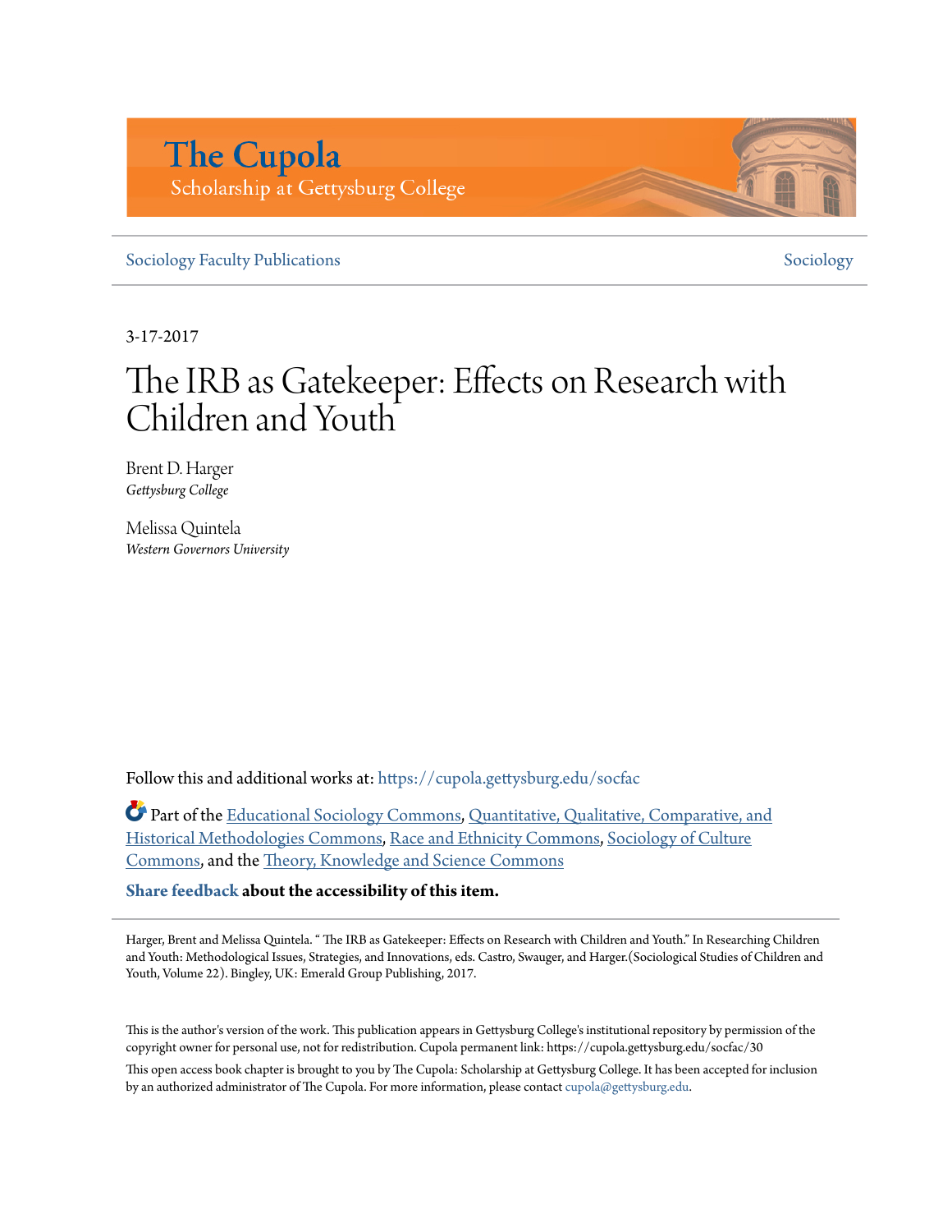The Cupola
Scholarship at Gettysburg College

Sociology Faculty Publications | Sociology

3-17-2017

# The IRB as Gatekeeper: Effects on Research with Children and Youth

Brent D. Harger
*Gettysburg College*

Melissa Quintela
*Western Governors University*

Follow this and additional works at: https://cupola.gettysburg.edu/socfac

Part of the Educational Sociology Commons, Quantitative, Qualitative, Comparative, and Historical Methodologies Commons, Race and Ethnicity Commons, Sociology of Culture Commons, and the Theory, Knowledge and Science Commons

**Share feedback about the accessibility of this item.**

Harger, Brent and Melissa Quintela. " The IRB as Gatekeeper: Effects on Research with Children and Youth." In Researching Children and Youth: Methodological Issues, Strategies, and Innovations, eds. Castro, Swauger, and Harger.(Sociological Studies of Children and Youth, Volume 22). Bingley, UK: Emerald Group Publishing, 2017.

This is the author's version of the work. This publication appears in Gettysburg College's institutional repository by permission of the copyright owner for personal use, not for redistribution. Cupola permanent link: https://cupola.gettysburg.edu/socfac/30

This open access book chapter is brought to you by The Cupola: Scholarship at Gettysburg College. It has been accepted for inclusion by an authorized administrator of The Cupola. For more information, please contact cupola@gettysburg.edu.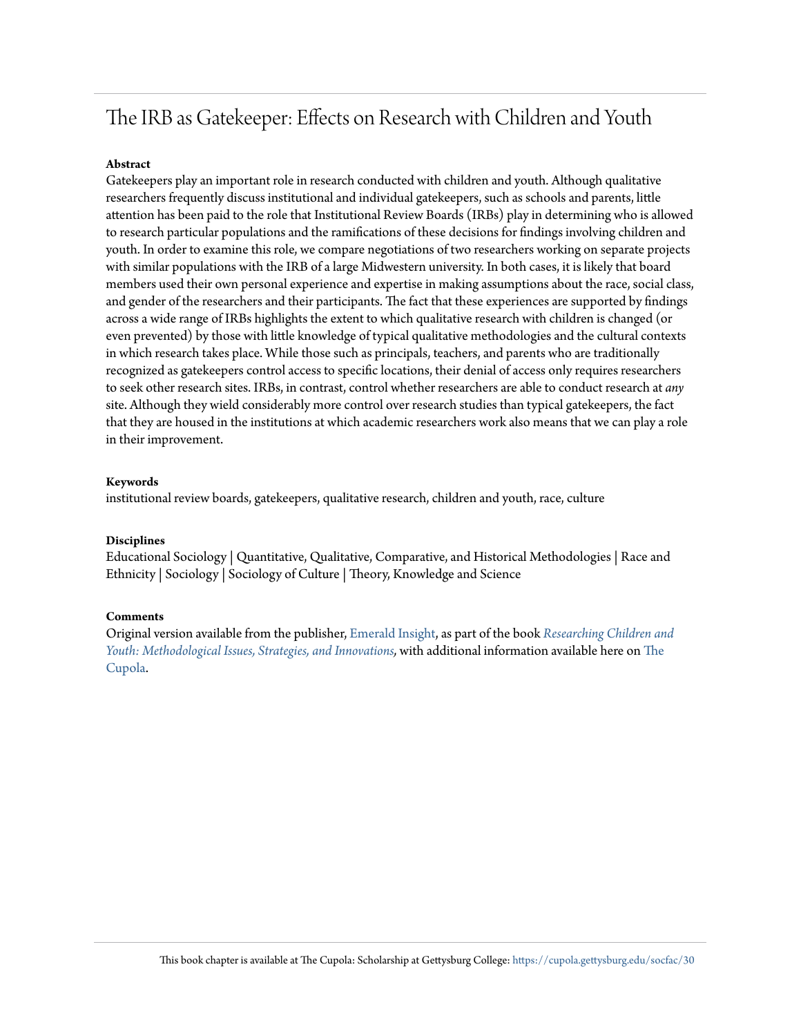# The IRB as Gatekeeper: Effects on Research with Children and Youth

**Abstract**

Gatekeepers play an important role in research conducted with children and youth. Although qualitative researchers frequently discuss institutional and individual gatekeepers, such as schools and parents, little attention has been paid to the role that Institutional Review Boards (IRBs) play in determining who is allowed to research particular populations and the ramifications of these decisions for findings involving children and youth. In order to examine this role, we compare negotiations of two researchers working on separate projects with similar populations with the IRB of a large Midwestern university. In both cases, it is likely that board members used their own personal experience and expertise in making assumptions about the race, social class, and gender of the researchers and their participants. The fact that these experiences are supported by findings across a wide range of IRBs highlights the extent to which qualitative research with children is changed (or even prevented) by those with little knowledge of typical qualitative methodologies and the cultural contexts in which research takes place. While those such as principals, teachers, and parents who are traditionally recognized as gatekeepers control access to specific locations, their denial of access only requires researchers to seek other research sites. IRBs, in contrast, control whether researchers are able to conduct research at *any* site. Although they wield considerably more control over research studies than typical gatekeepers, the fact that they are housed in the institutions at which academic researchers work also means that we can play a role in their improvement.

**Keywords**

institutional review boards, gatekeepers, qualitative research, children and youth, race, culture

**Disciplines**

Educational Sociology | Quantitative, Qualitative, Comparative, and Historical Methodologies | Race and Ethnicity | Sociology | Sociology of Culture | Theory, Knowledge and Science

**Comments**

Original version available from the publisher, Emerald Insight, as part of the book *Researching Children and Youth: Methodological Issues, Strategies, and Innovations*, with additional information available here on The Cupola.

This book chapter is available at The Cupola: Scholarship at Gettysburg College: https://cupola.gettysburg.edu/socfac/30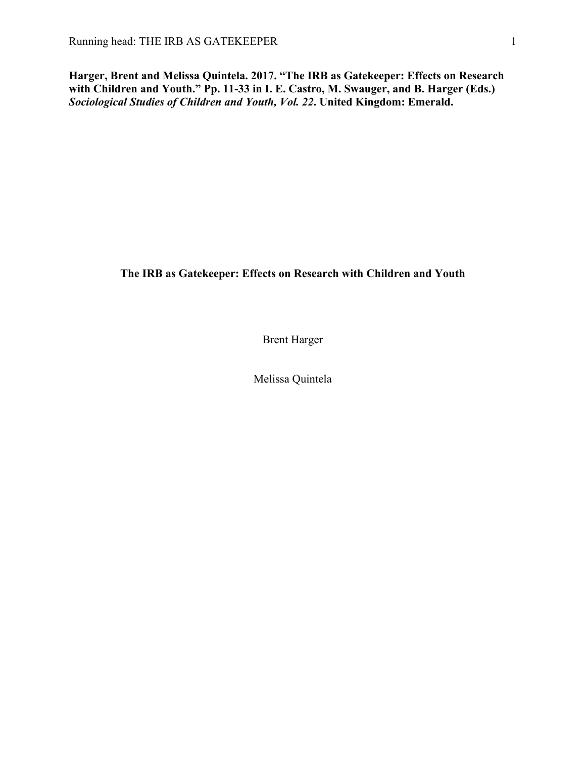**Harger, Brent and Melissa Quintela. 2017. "The IRB as Gatekeeper: Effects on Research with Children and Youth." Pp. 11-33 in I. E. Castro, M. Swauger, and B. Harger (Eds.) *Sociological Studies of Children and Youth, Vol. 22*. United Kingdom: Emerald.**

# The IRB as Gatekeeper: Effects on Research with Children and Youth

Brent Harger

Melissa Quintela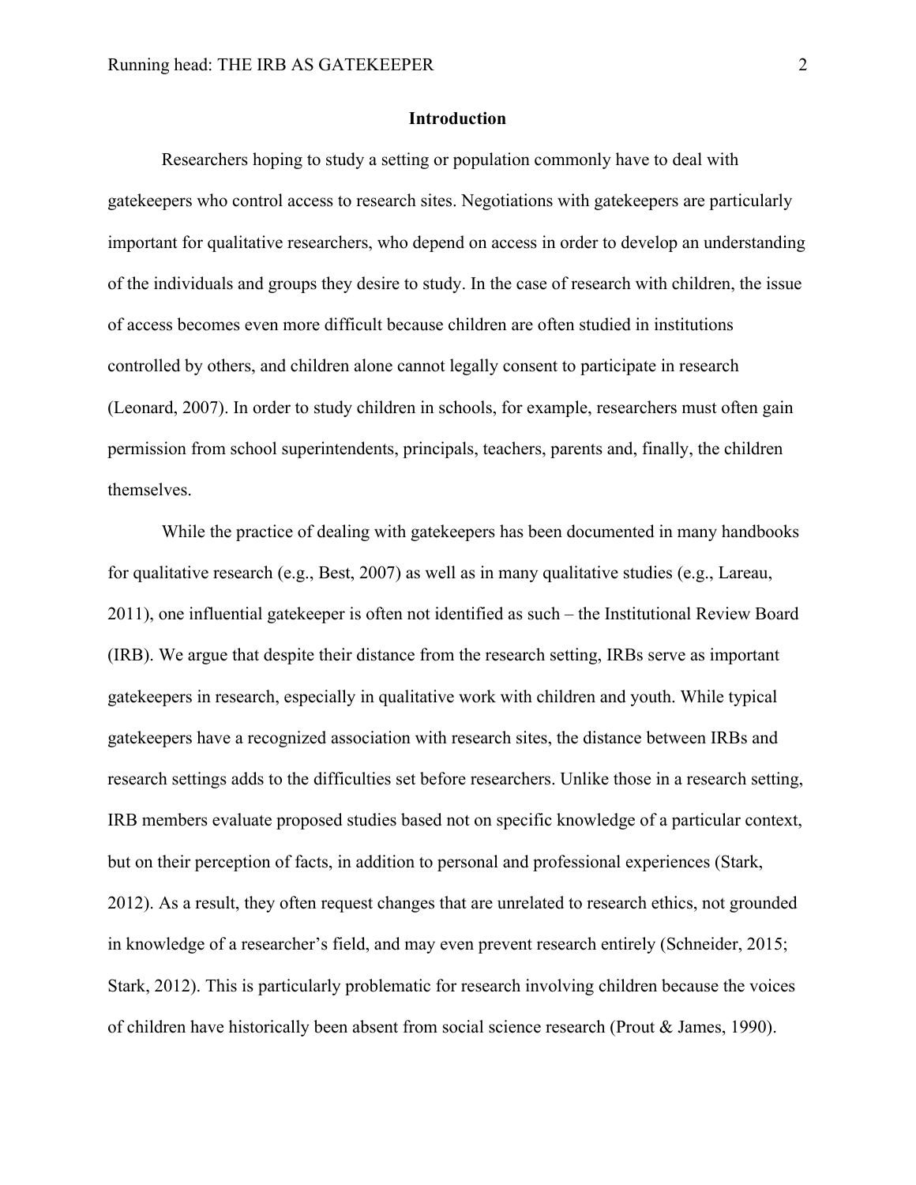## Introduction

Researchers hoping to study a setting or population commonly have to deal with gatekeepers who control access to research sites. Negotiations with gatekeepers are particularly important for qualitative researchers, who depend on access in order to develop an understanding of the individuals and groups they desire to study. In the case of research with children, the issue of access becomes even more difficult because children are often studied in institutions controlled by others, and children alone cannot legally consent to participate in research (Leonard, 2007). In order to study children in schools, for example, researchers must often gain permission from school superintendents, principals, teachers, parents and, finally, the children themselves.

While the practice of dealing with gatekeepers has been documented in many handbooks for qualitative research (e.g., Best, 2007) as well as in many qualitative studies (e.g., Lareau, 2011), one influential gatekeeper is often not identified as such – the Institutional Review Board (IRB). We argue that despite their distance from the research setting, IRBs serve as important gatekeepers in research, especially in qualitative work with children and youth. While typical gatekeepers have a recognized association with research sites, the distance between IRBs and research settings adds to the difficulties set before researchers. Unlike those in a research setting, IRB members evaluate proposed studies based not on specific knowledge of a particular context, but on their perception of facts, in addition to personal and professional experiences (Stark, 2012). As a result, they often request changes that are unrelated to research ethics, not grounded in knowledge of a researcher's field, and may even prevent research entirely (Schneider, 2015; Stark, 2012). This is particularly problematic for research involving children because the voices of children have historically been absent from social science research (Prout & James, 1990).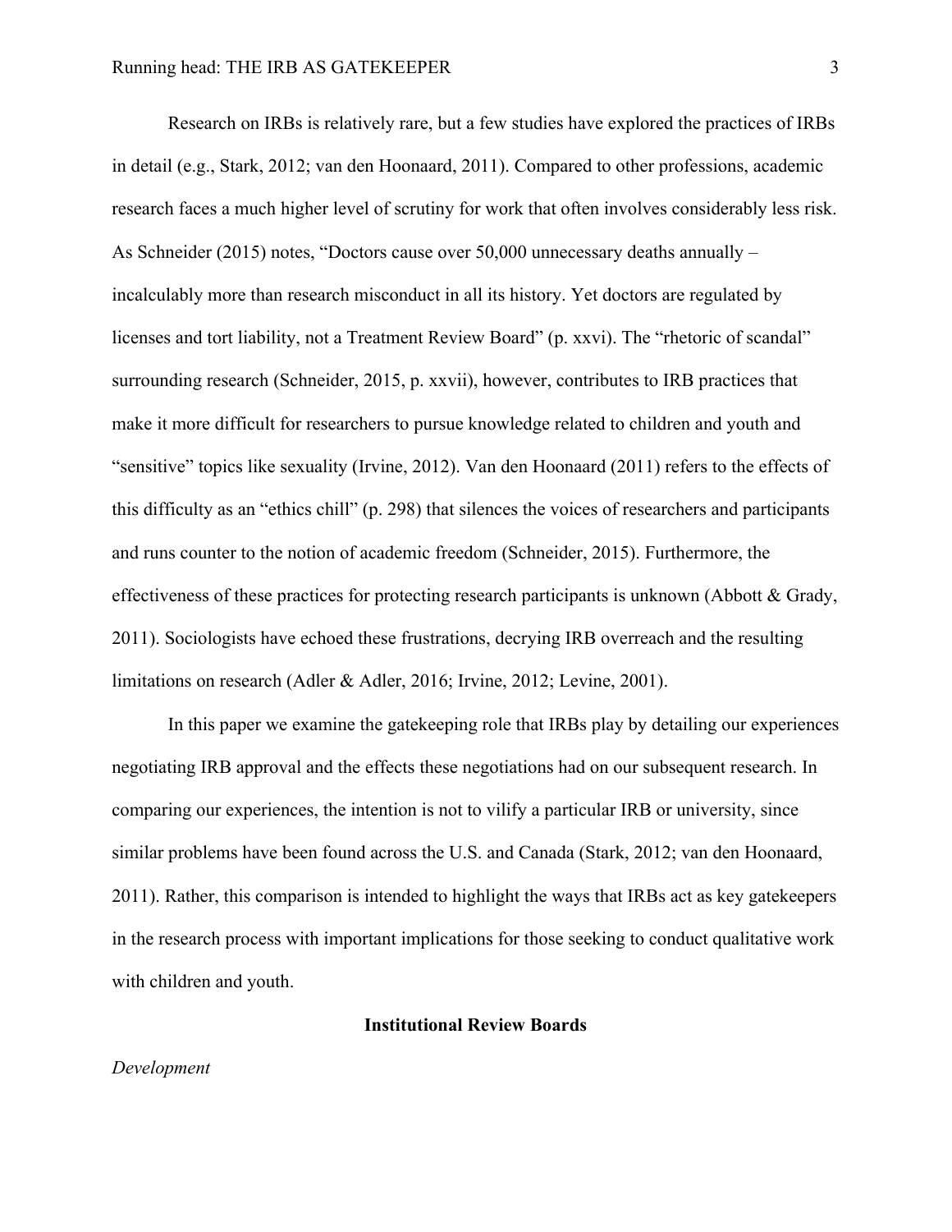Research on IRBs is relatively rare, but a few studies have explored the practices of IRBs in detail (e.g., Stark, 2012; van den Hoonaard, 2011). Compared to other professions, academic research faces a much higher level of scrutiny for work that often involves considerably less risk. As Schneider (2015) notes, “Doctors cause over 50,000 unnecessary deaths annually – incalculably more than research misconduct in all its history. Yet doctors are regulated by licenses and tort liability, not a Treatment Review Board” (p. xxvi). The “rhetoric of scandal” surrounding research (Schneider, 2015, p. xxvii), however, contributes to IRB practices that make it more difficult for researchers to pursue knowledge related to children and youth and “sensitive” topics like sexuality (Irvine, 2012). Van den Hoonaard (2011) refers to the effects of this difficulty as an “ethics chill” (p. 298) that silences the voices of researchers and participants and runs counter to the notion of academic freedom (Schneider, 2015). Furthermore, the effectiveness of these practices for protecting research participants is unknown (Abbott & Grady, 2011). Sociologists have echoed these frustrations, decrying IRB overreach and the resulting limitations on research (Adler & Adler, 2016; Irvine, 2012; Levine, 2001).

In this paper we examine the gatekeeping role that IRBs play by detailing our experiences negotiating IRB approval and the effects these negotiations had on our subsequent research. In comparing our experiences, the intention is not to vilify a particular IRB or university, since similar problems have been found across the U.S. and Canada (Stark, 2012; van den Hoonaard, 2011). Rather, this comparison is intended to highlight the ways that IRBs act as key gatekeepers in the research process with important implications for those seeking to conduct qualitative work with children and youth.

## Institutional Review Boards

### *Development*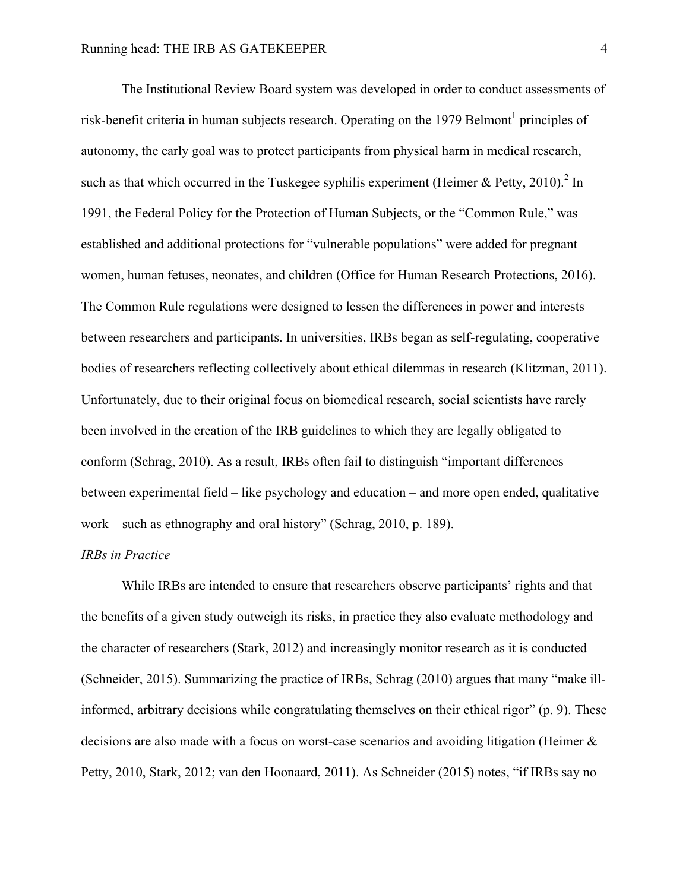The Institutional Review Board system was developed in order to conduct assessments of risk-benefit criteria in human subjects research. Operating on the 1979 Belmont[1] principles of autonomy, the early goal was to protect participants from physical harm in medical research, such as that which occurred in the Tuskegee syphilis experiment (Heimer & Petty, 2010).[2] In 1991, the Federal Policy for the Protection of Human Subjects, or the "Common Rule," was established and additional protections for "vulnerable populations" were added for pregnant women, human fetuses, neonates, and children (Office for Human Research Protections, 2016). The Common Rule regulations were designed to lessen the differences in power and interests between researchers and participants. In universities, IRBs began as self-regulating, cooperative bodies of researchers reflecting collectively about ethical dilemmas in research (Klitzman, 2011). Unfortunately, due to their original focus on biomedical research, social scientists have rarely been involved in the creation of the IRB guidelines to which they are legally obligated to conform (Schrag, 2010). As a result, IRBs often fail to distinguish "important differences between experimental field – like psychology and education – and more open ended, qualitative work – such as ethnography and oral history" (Schrag, 2010, p. 189).

*IRBs in Practice*

While IRBs are intended to ensure that researchers observe participants' rights and that the benefits of a given study outweigh its risks, in practice they also evaluate methodology and the character of researchers (Stark, 2012) and increasingly monitor research as it is conducted (Schneider, 2015). Summarizing the practice of IRBs, Schrag (2010) argues that many "make ill-informed, arbitrary decisions while congratulating themselves on their ethical rigor" (p. 9). These decisions are also made with a focus on worst-case scenarios and avoiding litigation (Heimer & Petty, 2010, Stark, 2012; van den Hoonaard, 2011). As Schneider (2015) notes, "if IRBs say no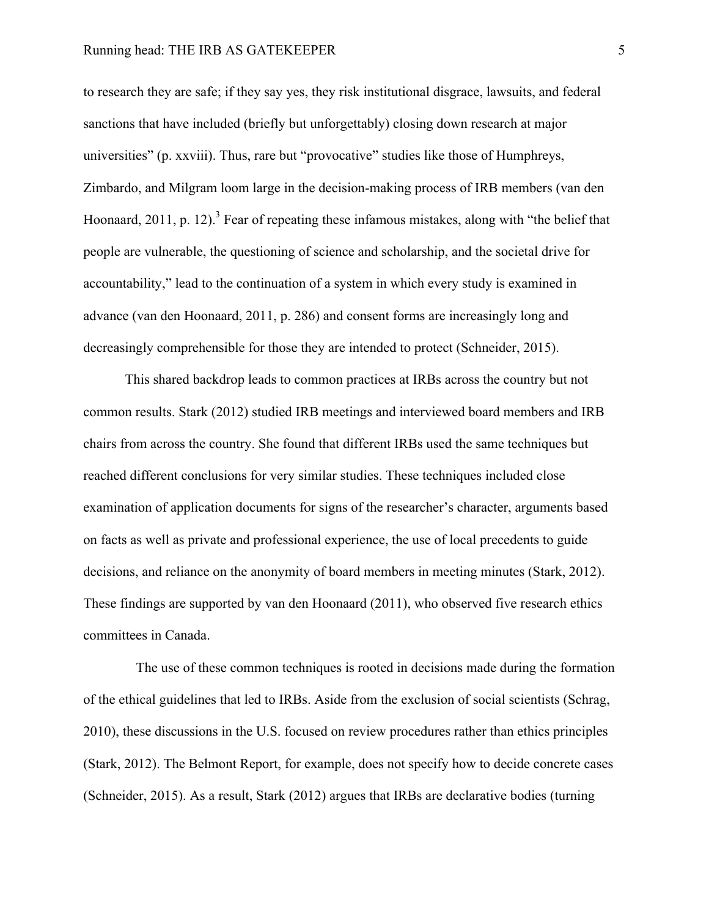to research they are safe; if they say yes, they risk institutional disgrace, lawsuits, and federal sanctions that have included (briefly but unforgettably) closing down research at major universities" (p. xxviii). Thus, rare but "provocative" studies like those of Humphreys, Zimbardo, and Milgram loom large in the decision-making process of IRB members (van den Hoonaard, 2011, p. 12).[3] Fear of repeating these infamous mistakes, along with "the belief that people are vulnerable, the questioning of science and scholarship, and the societal drive for accountability," lead to the continuation of a system in which every study is examined in advance (van den Hoonaard, 2011, p. 286) and consent forms are increasingly long and decreasingly comprehensible for those they are intended to protect (Schneider, 2015).

This shared backdrop leads to common practices at IRBs across the country but not common results. Stark (2012) studied IRB meetings and interviewed board members and IRB chairs from across the country. She found that different IRBs used the same techniques but reached different conclusions for very similar studies. These techniques included close examination of application documents for signs of the researcher's character, arguments based on facts as well as private and professional experience, the use of local precedents to guide decisions, and reliance on the anonymity of board members in meeting minutes (Stark, 2012). These findings are supported by van den Hoonaard (2011), who observed five research ethics committees in Canada.

The use of these common techniques is rooted in decisions made during the formation of the ethical guidelines that led to IRBs. Aside from the exclusion of social scientists (Schrag, 2010), these discussions in the U.S. focused on review procedures rather than ethics principles (Stark, 2012). The Belmont Report, for example, does not specify how to decide concrete cases (Schneider, 2015). As a result, Stark (2012) argues that IRBs are declarative bodies (turning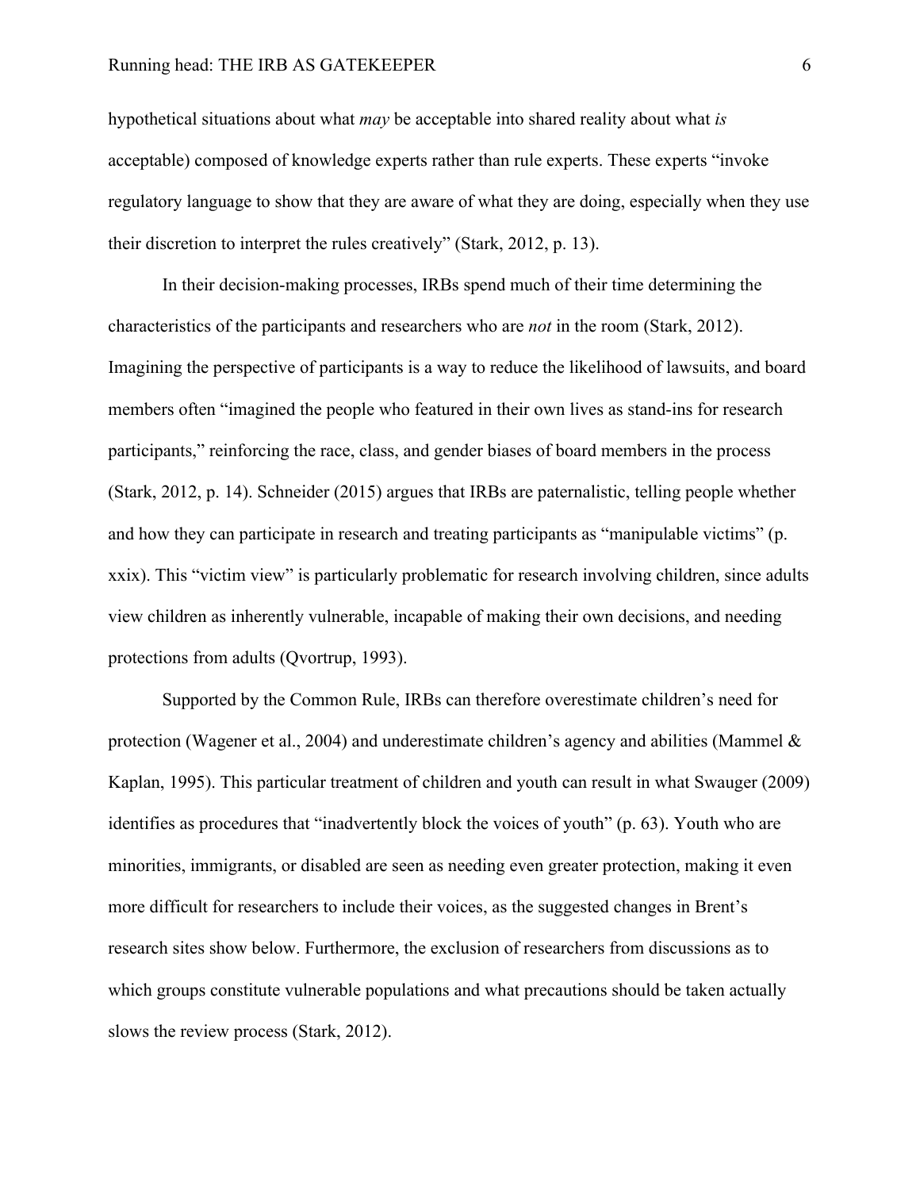hypothetical situations about what *may* be acceptable into shared reality about what *is* acceptable) composed of knowledge experts rather than rule experts. These experts "invoke regulatory language to show that they are aware of what they are doing, especially when they use their discretion to interpret the rules creatively" (Stark, 2012, p. 13).

In their decision-making processes, IRBs spend much of their time determining the characteristics of the participants and researchers who are *not* in the room (Stark, 2012). Imagining the perspective of participants is a way to reduce the likelihood of lawsuits, and board members often "imagined the people who featured in their own lives as stand-ins for research participants," reinforcing the race, class, and gender biases of board members in the process (Stark, 2012, p. 14). Schneider (2015) argues that IRBs are paternalistic, telling people whether and how they can participate in research and treating participants as "manipulable victims" (p. xxix). This "victim view" is particularly problematic for research involving children, since adults view children as inherently vulnerable, incapable of making their own decisions, and needing protections from adults (Qvortrup, 1993).

Supported by the Common Rule, IRBs can therefore overestimate children's need for protection (Wagener et al., 2004) and underestimate children's agency and abilities (Mammel & Kaplan, 1995). This particular treatment of children and youth can result in what Swauger (2009) identifies as procedures that "inadvertently block the voices of youth" (p. 63). Youth who are minorities, immigrants, or disabled are seen as needing even greater protection, making it even more difficult for researchers to include their voices, as the suggested changes in Brent's research sites show below. Furthermore, the exclusion of researchers from discussions as to which groups constitute vulnerable populations and what precautions should be taken actually slows the review process (Stark, 2012).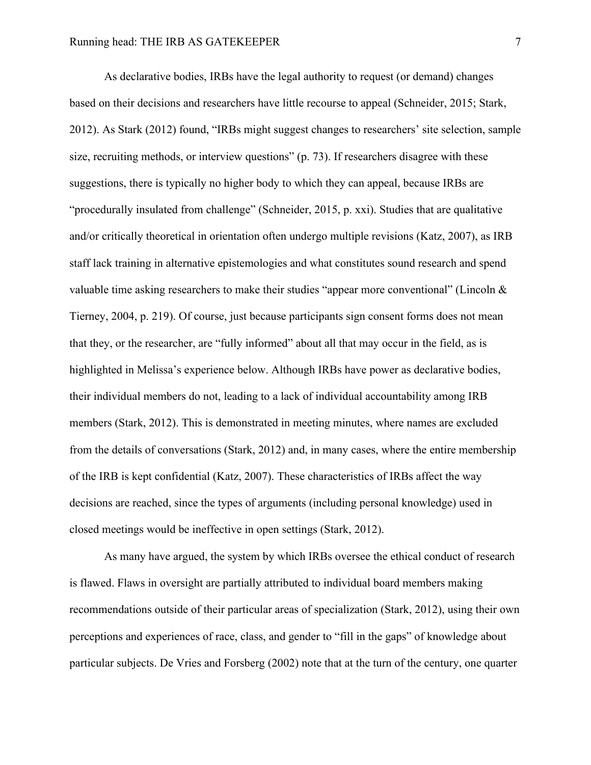As declarative bodies, IRBs have the legal authority to request (or demand) changes based on their decisions and researchers have little recourse to appeal (Schneider, 2015; Stark, 2012). As Stark (2012) found, "IRBs might suggest changes to researchers' site selection, sample size, recruiting methods, or interview questions" (p. 73). If researchers disagree with these suggestions, there is typically no higher body to which they can appeal, because IRBs are "procedurally insulated from challenge" (Schneider, 2015, p. xxi). Studies that are qualitative and/or critically theoretical in orientation often undergo multiple revisions (Katz, 2007), as IRB staff lack training in alternative epistemologies and what constitutes sound research and spend valuable time asking researchers to make their studies "appear more conventional" (Lincoln & Tierney, 2004, p. 219). Of course, just because participants sign consent forms does not mean that they, or the researcher, are "fully informed" about all that may occur in the field, as is highlighted in Melissa's experience below. Although IRBs have power as declarative bodies, their individual members do not, leading to a lack of individual accountability among IRB members (Stark, 2012). This is demonstrated in meeting minutes, where names are excluded from the details of conversations (Stark, 2012) and, in many cases, where the entire membership of the IRB is kept confidential (Katz, 2007). These characteristics of IRBs affect the way decisions are reached, since the types of arguments (including personal knowledge) used in closed meetings would be ineffective in open settings (Stark, 2012).

As many have argued, the system by which IRBs oversee the ethical conduct of research is flawed. Flaws in oversight are partially attributed to individual board members making recommendations outside of their particular areas of specialization (Stark, 2012), using their own perceptions and experiences of race, class, and gender to "fill in the gaps" of knowledge about particular subjects. De Vries and Forsberg (2002) note that at the turn of the century, one quarter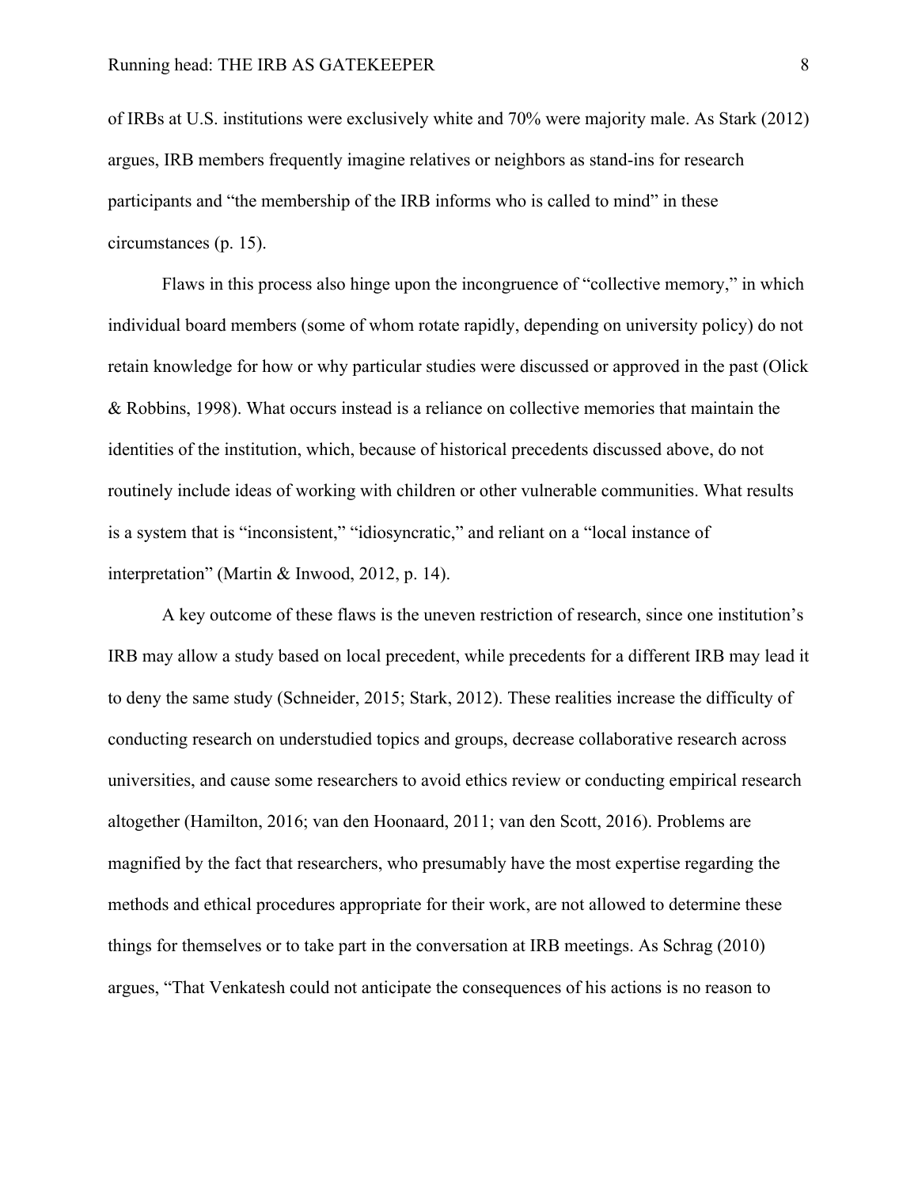of IRBs at U.S. institutions were exclusively white and 70% were majority male. As Stark (2012) argues, IRB members frequently imagine relatives or neighbors as stand-ins for research participants and "the membership of the IRB informs who is called to mind" in these circumstances (p. 15).

Flaws in this process also hinge upon the incongruence of "collective memory," in which individual board members (some of whom rotate rapidly, depending on university policy) do not retain knowledge for how or why particular studies were discussed or approved in the past (Olick & Robbins, 1998). What occurs instead is a reliance on collective memories that maintain the identities of the institution, which, because of historical precedents discussed above, do not routinely include ideas of working with children or other vulnerable communities. What results is a system that is "inconsistent," "idiosyncratic," and reliant on a "local instance of interpretation" (Martin & Inwood, 2012, p. 14).

A key outcome of these flaws is the uneven restriction of research, since one institution's IRB may allow a study based on local precedent, while precedents for a different IRB may lead it to deny the same study (Schneider, 2015; Stark, 2012). These realities increase the difficulty of conducting research on understudied topics and groups, decrease collaborative research across universities, and cause some researchers to avoid ethics review or conducting empirical research altogether (Hamilton, 2016; van den Hoonaard, 2011; van den Scott, 2016). Problems are magnified by the fact that researchers, who presumably have the most expertise regarding the methods and ethical procedures appropriate for their work, are not allowed to determine these things for themselves or to take part in the conversation at IRB meetings. As Schrag (2010) argues, "That Venkatesh could not anticipate the consequences of his actions is no reason to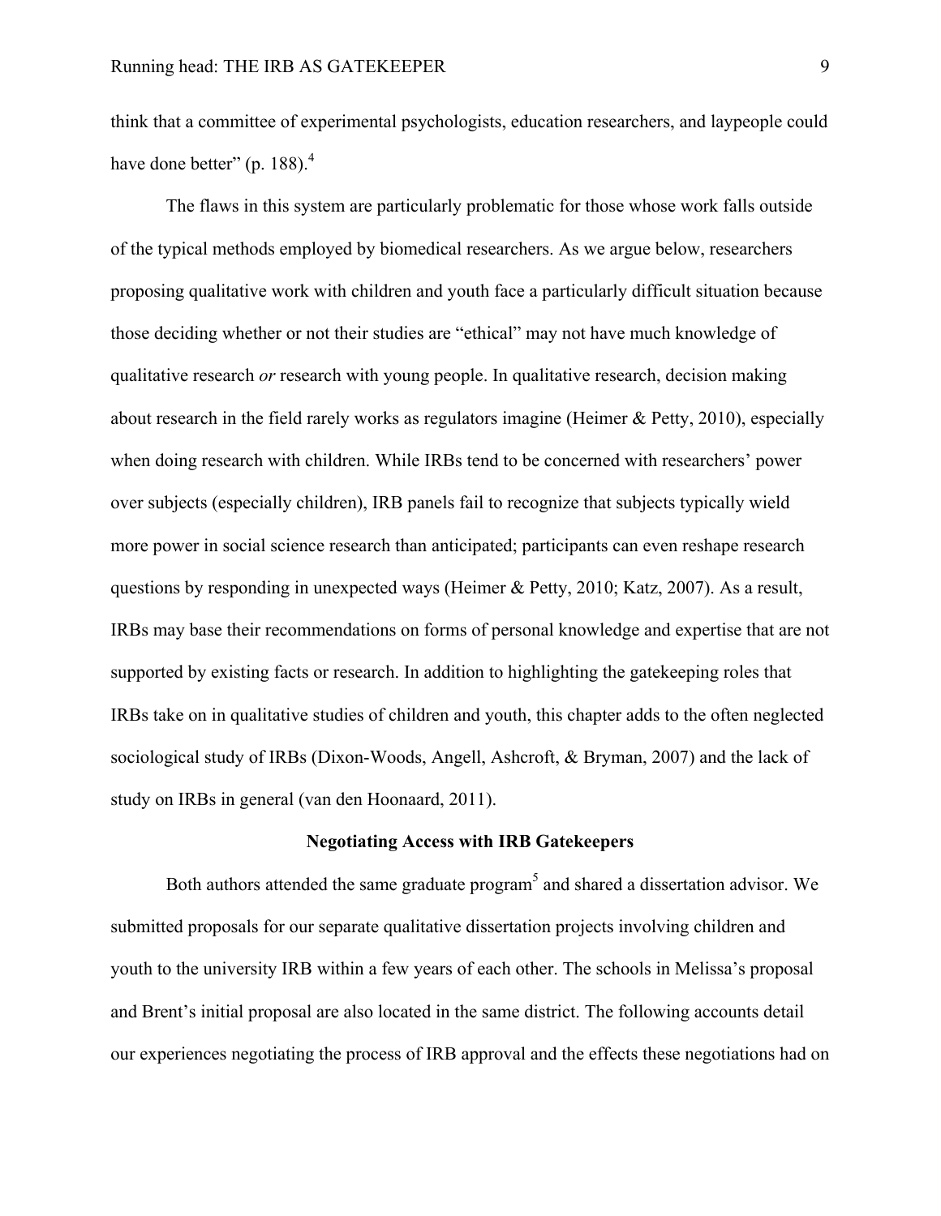think that a committee of experimental psychologists, education researchers, and laypeople could have done better" (p. 188).[4]

The flaws in this system are particularly problematic for those whose work falls outside of the typical methods employed by biomedical researchers. As we argue below, researchers proposing qualitative work with children and youth face a particularly difficult situation because those deciding whether or not their studies are "ethical" may not have much knowledge of qualitative research *or* research with young people. In qualitative research, decision making about research in the field rarely works as regulators imagine (Heimer & Petty, 2010), especially when doing research with children. While IRBs tend to be concerned with researchers' power over subjects (especially children), IRB panels fail to recognize that subjects typically wield more power in social science research than anticipated; participants can even reshape research questions by responding in unexpected ways (Heimer & Petty, 2010; Katz, 2007). As a result, IRBs may base their recommendations on forms of personal knowledge and expertise that are not supported by existing facts or research. In addition to highlighting the gatekeeping roles that IRBs take on in qualitative studies of children and youth, this chapter adds to the often neglected sociological study of IRBs (Dixon-Woods, Angell, Ashcroft, & Bryman, 2007) and the lack of study on IRBs in general (van den Hoonaard, 2011).

## Negotiating Access with IRB Gatekeepers

Both authors attended the same graduate program[5] and shared a dissertation advisor. We submitted proposals for our separate qualitative dissertation projects involving children and youth to the university IRB within a few years of each other. The schools in Melissa's proposal and Brent's initial proposal are also located in the same district. The following accounts detail our experiences negotiating the process of IRB approval and the effects these negotiations had on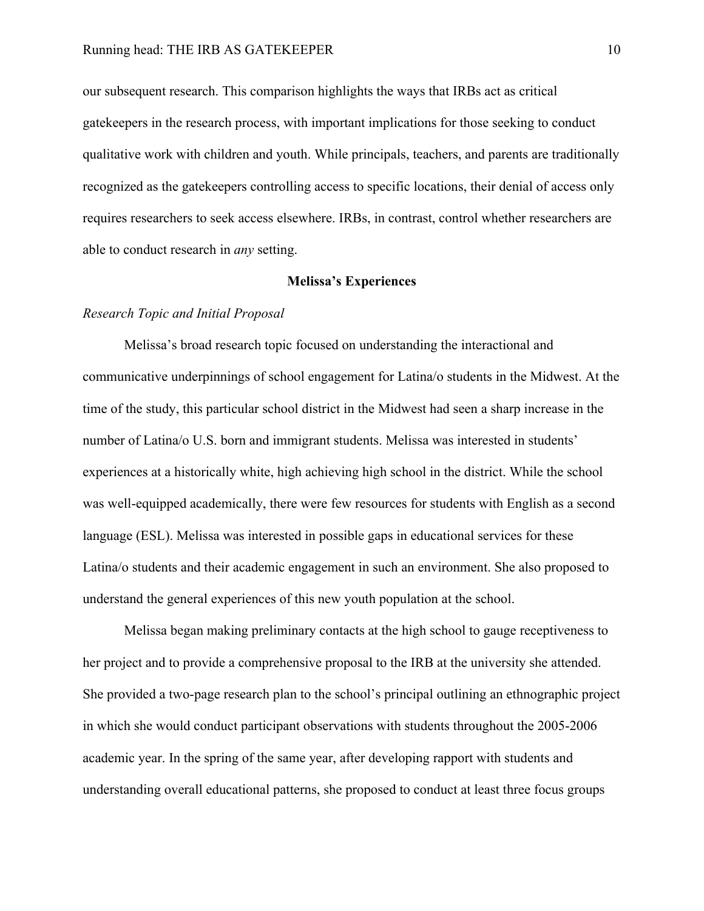our subsequent research. This comparison highlights the ways that IRBs act as critical gatekeepers in the research process, with important implications for those seeking to conduct qualitative work with children and youth. While principals, teachers, and parents are traditionally recognized as the gatekeepers controlling access to specific locations, their denial of access only requires researchers to seek access elsewhere. IRBs, in contrast, control whether researchers are able to conduct research in *any* setting.

## Melissa's Experiences

### *Research Topic and Initial Proposal*

Melissa's broad research topic focused on understanding the interactional and communicative underpinnings of school engagement for Latina/o students in the Midwest. At the time of the study, this particular school district in the Midwest had seen a sharp increase in the number of Latina/o U.S. born and immigrant students. Melissa was interested in students' experiences at a historically white, high achieving high school in the district. While the school was well-equipped academically, there were few resources for students with English as a second language (ESL). Melissa was interested in possible gaps in educational services for these Latina/o students and their academic engagement in such an environment. She also proposed to understand the general experiences of this new youth population at the school.

Melissa began making preliminary contacts at the high school to gauge receptiveness to her project and to provide a comprehensive proposal to the IRB at the university she attended. She provided a two-page research plan to the school's principal outlining an ethnographic project in which she would conduct participant observations with students throughout the 2005-2006 academic year. In the spring of the same year, after developing rapport with students and understanding overall educational patterns, she proposed to conduct at least three focus groups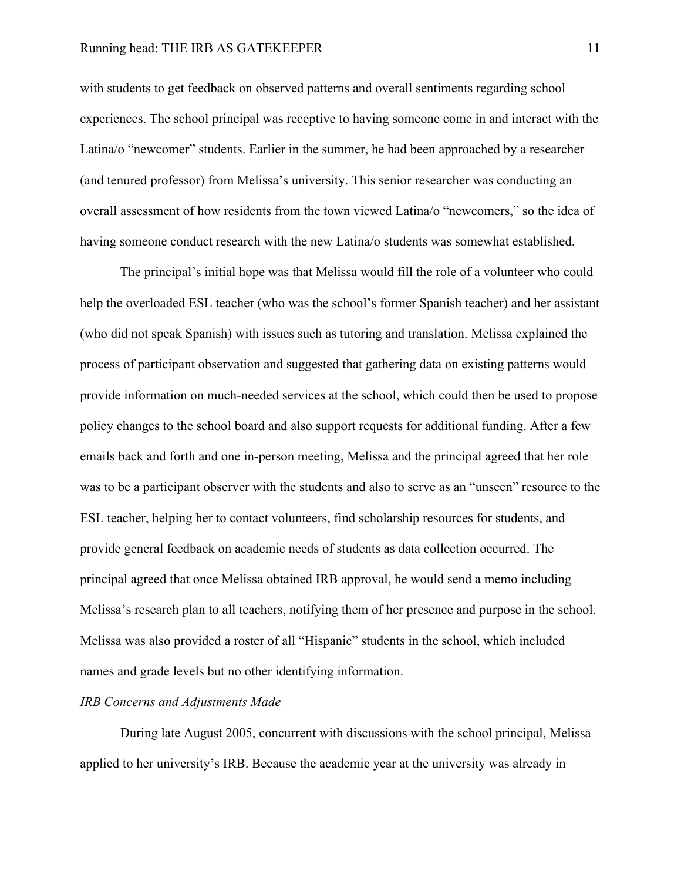with students to get feedback on observed patterns and overall sentiments regarding school experiences. The school principal was receptive to having someone come in and interact with the Latina/o "newcomer" students. Earlier in the summer, he had been approached by a researcher (and tenured professor) from Melissa's university. This senior researcher was conducting an overall assessment of how residents from the town viewed Latina/o "newcomers," so the idea of having someone conduct research with the new Latina/o students was somewhat established.

The principal's initial hope was that Melissa would fill the role of a volunteer who could help the overloaded ESL teacher (who was the school's former Spanish teacher) and her assistant (who did not speak Spanish) with issues such as tutoring and translation. Melissa explained the process of participant observation and suggested that gathering data on existing patterns would provide information on much-needed services at the school, which could then be used to propose policy changes to the school board and also support requests for additional funding. After a few emails back and forth and one in-person meeting, Melissa and the principal agreed that her role was to be a participant observer with the students and also to serve as an "unseen" resource to the ESL teacher, helping her to contact volunteers, find scholarship resources for students, and provide general feedback on academic needs of students as data collection occurred. The principal agreed that once Melissa obtained IRB approval, he would send a memo including Melissa's research plan to all teachers, notifying them of her presence and purpose in the school. Melissa was also provided a roster of all "Hispanic" students in the school, which included names and grade levels but no other identifying information.

*IRB Concerns and Adjustments Made*

During late August 2005, concurrent with discussions with the school principal, Melissa applied to her university's IRB. Because the academic year at the university was already in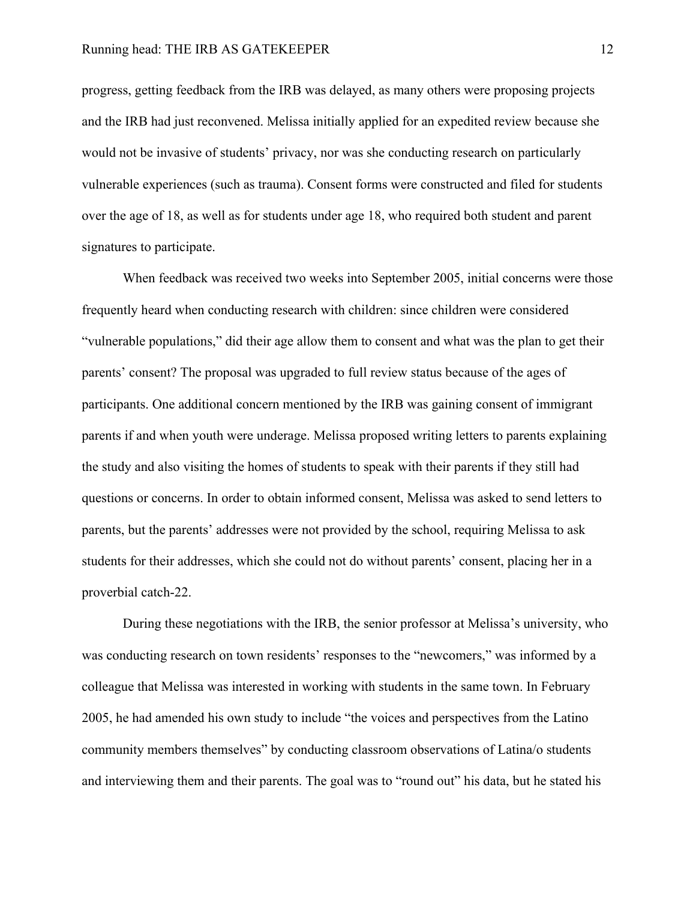progress, getting feedback from the IRB was delayed, as many others were proposing projects and the IRB had just reconvened. Melissa initially applied for an expedited review because she would not be invasive of students' privacy, nor was she conducting research on particularly vulnerable experiences (such as trauma). Consent forms were constructed and filed for students over the age of 18, as well as for students under age 18, who required both student and parent signatures to participate.

When feedback was received two weeks into September 2005, initial concerns were those frequently heard when conducting research with children: since children were considered "vulnerable populations," did their age allow them to consent and what was the plan to get their parents' consent? The proposal was upgraded to full review status because of the ages of participants. One additional concern mentioned by the IRB was gaining consent of immigrant parents if and when youth were underage. Melissa proposed writing letters to parents explaining the study and also visiting the homes of students to speak with their parents if they still had questions or concerns. In order to obtain informed consent, Melissa was asked to send letters to parents, but the parents' addresses were not provided by the school, requiring Melissa to ask students for their addresses, which she could not do without parents' consent, placing her in a proverbial catch-22.

During these negotiations with the IRB, the senior professor at Melissa's university, who was conducting research on town residents' responses to the "newcomers," was informed by a colleague that Melissa was interested in working with students in the same town. In February 2005, he had amended his own study to include "the voices and perspectives from the Latino community members themselves" by conducting classroom observations of Latina/o students and interviewing them and their parents. The goal was to "round out" his data, but he stated his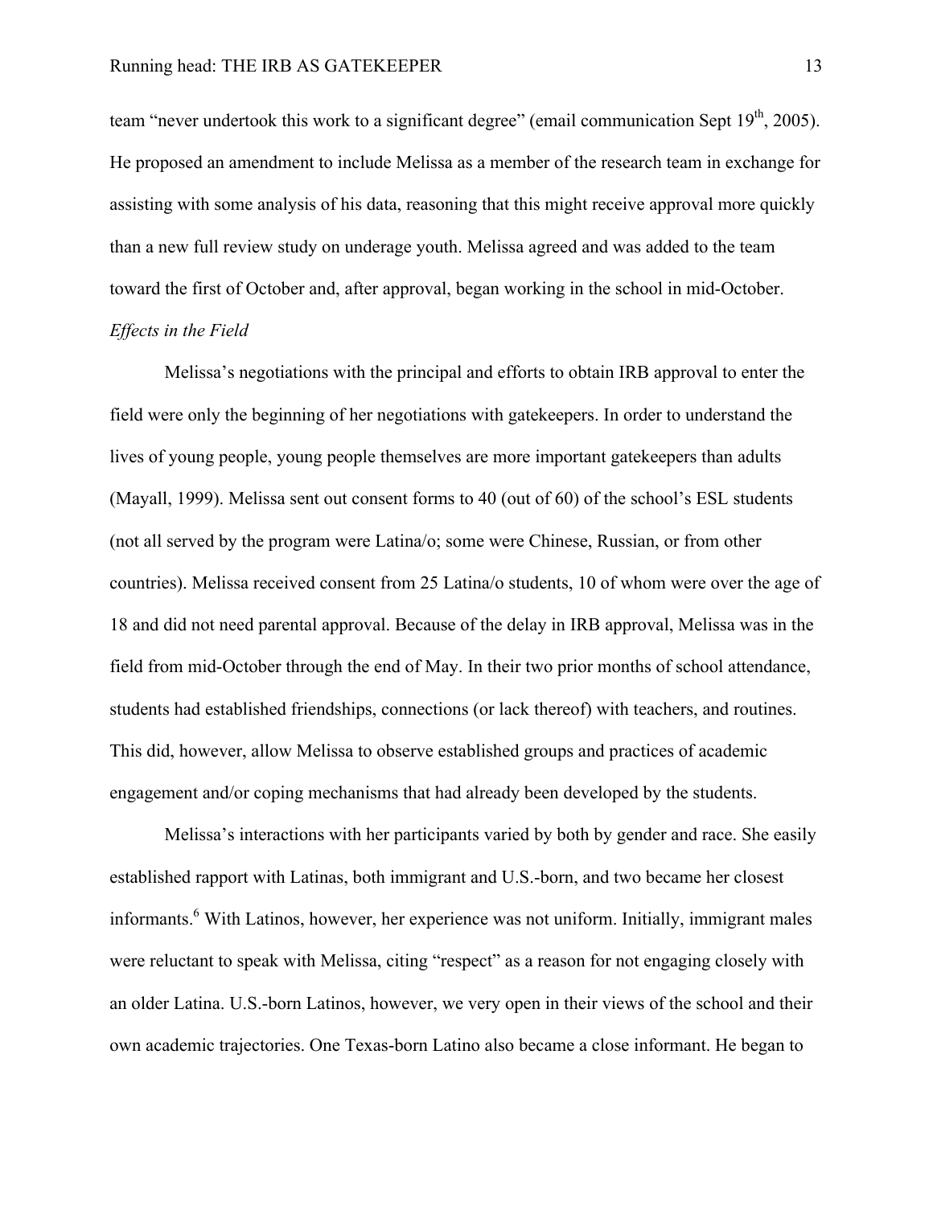team "never undertook this work to a significant degree" (email communication Sept 19th, 2005). He proposed an amendment to include Melissa as a member of the research team in exchange for assisting with some analysis of his data, reasoning that this might receive approval more quickly than a new full review study on underage youth. Melissa agreed and was added to the team toward the first of October and, after approval, began working in the school in mid-October.

*Effects in the Field*

Melissa's negotiations with the principal and efforts to obtain IRB approval to enter the field were only the beginning of her negotiations with gatekeepers. In order to understand the lives of young people, young people themselves are more important gatekeepers than adults (Mayall, 1999). Melissa sent out consent forms to 40 (out of 60) of the school's ESL students (not all served by the program were Latina/o; some were Chinese, Russian, or from other countries). Melissa received consent from 25 Latina/o students, 10 of whom were over the age of 18 and did not need parental approval. Because of the delay in IRB approval, Melissa was in the field from mid-October through the end of May. In their two prior months of school attendance, students had established friendships, connections (or lack thereof) with teachers, and routines. This did, however, allow Melissa to observe established groups and practices of academic engagement and/or coping mechanisms that had already been developed by the students.

Melissa's interactions with her participants varied by both by gender and race. She easily established rapport with Latinas, both immigrant and U.S.-born, and two became her closest informants.[6] With Latinos, however, her experience was not uniform. Initially, immigrant males were reluctant to speak with Melissa, citing "respect" as a reason for not engaging closely with an older Latina. U.S.-born Latinos, however, we very open in their views of the school and their own academic trajectories. One Texas-born Latino also became a close informant. He began to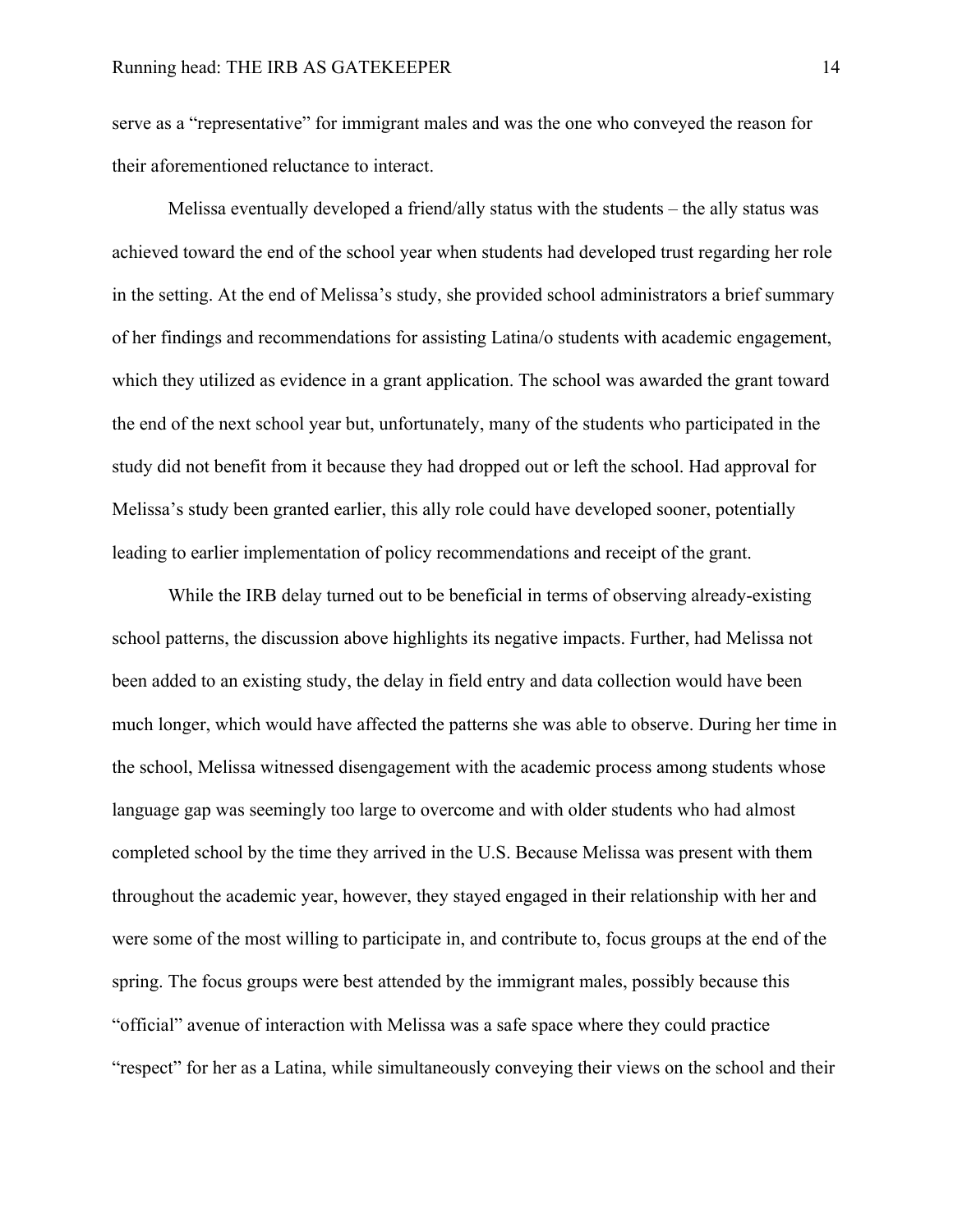serve as a "representative" for immigrant males and was the one who conveyed the reason for their aforementioned reluctance to interact.

Melissa eventually developed a friend/ally status with the students – the ally status was achieved toward the end of the school year when students had developed trust regarding her role in the setting. At the end of Melissa's study, she provided school administrators a brief summary of her findings and recommendations for assisting Latina/o students with academic engagement, which they utilized as evidence in a grant application. The school was awarded the grant toward the end of the next school year but, unfortunately, many of the students who participated in the study did not benefit from it because they had dropped out or left the school. Had approval for Melissa's study been granted earlier, this ally role could have developed sooner, potentially leading to earlier implementation of policy recommendations and receipt of the grant.

While the IRB delay turned out to be beneficial in terms of observing already-existing school patterns, the discussion above highlights its negative impacts. Further, had Melissa not been added to an existing study, the delay in field entry and data collection would have been much longer, which would have affected the patterns she was able to observe. During her time in the school, Melissa witnessed disengagement with the academic process among students whose language gap was seemingly too large to overcome and with older students who had almost completed school by the time they arrived in the U.S. Because Melissa was present with them throughout the academic year, however, they stayed engaged in their relationship with her and were some of the most willing to participate in, and contribute to, focus groups at the end of the spring. The focus groups were best attended by the immigrant males, possibly because this "official" avenue of interaction with Melissa was a safe space where they could practice "respect" for her as a Latina, while simultaneously conveying their views on the school and their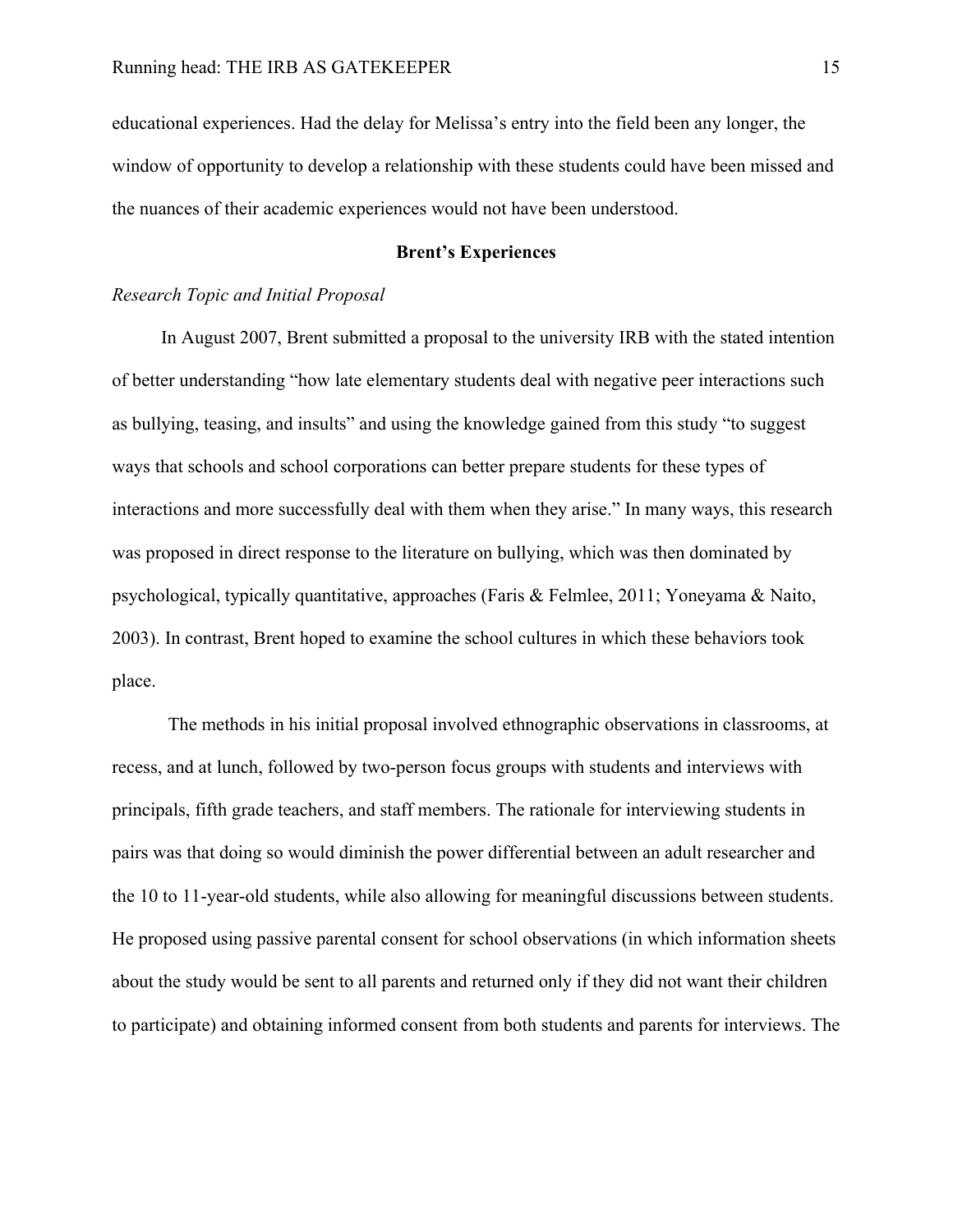educational experiences. Had the delay for Melissa's entry into the field been any longer, the window of opportunity to develop a relationship with these students could have been missed and the nuances of their academic experiences would not have been understood.

## Brent's Experiences

### *Research Topic and Initial Proposal*

In August 2007, Brent submitted a proposal to the university IRB with the stated intention of better understanding "how late elementary students deal with negative peer interactions such as bullying, teasing, and insults" and using the knowledge gained from this study "to suggest ways that schools and school corporations can better prepare students for these types of interactions and more successfully deal with them when they arise." In many ways, this research was proposed in direct response to the literature on bullying, which was then dominated by psychological, typically quantitative, approaches (Faris & Felmlee, 2011; Yoneyama & Naito, 2003). In contrast, Brent hoped to examine the school cultures in which these behaviors took place.

The methods in his initial proposal involved ethnographic observations in classrooms, at recess, and at lunch, followed by two-person focus groups with students and interviews with principals, fifth grade teachers, and staff members. The rationale for interviewing students in pairs was that doing so would diminish the power differential between an adult researcher and the 10 to 11-year-old students, while also allowing for meaningful discussions between students. He proposed using passive parental consent for school observations (in which information sheets about the study would be sent to all parents and returned only if they did not want their children to participate) and obtaining informed consent from both students and parents for interviews. The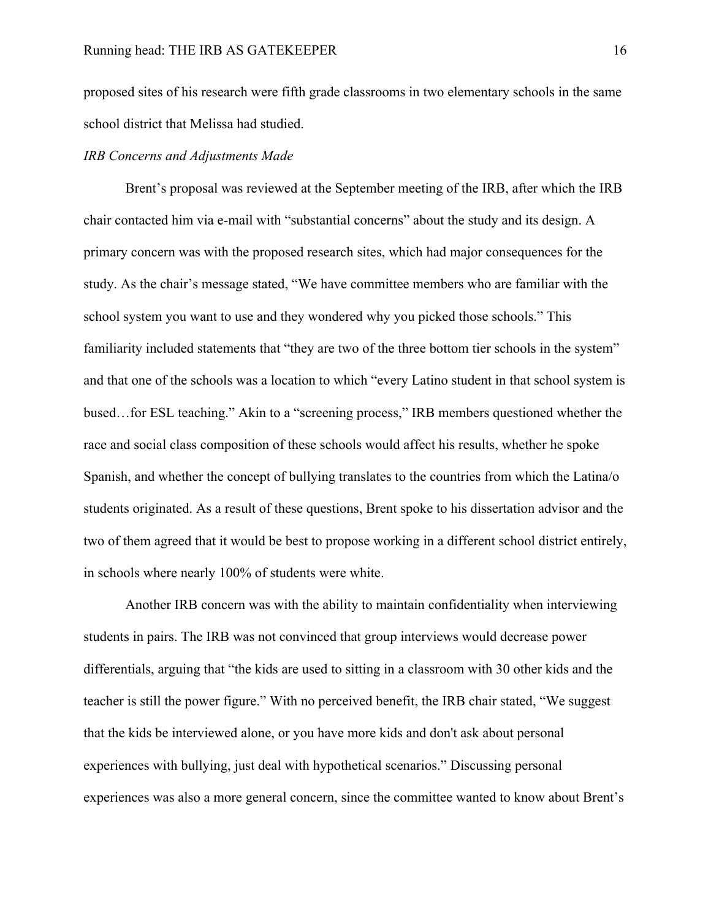proposed sites of his research were fifth grade classrooms in two elementary schools in the same school district that Melissa had studied.

*IRB Concerns and Adjustments Made*

Brent's proposal was reviewed at the September meeting of the IRB, after which the IRB chair contacted him via e-mail with "substantial concerns" about the study and its design. A primary concern was with the proposed research sites, which had major consequences for the study. As the chair's message stated, "We have committee members who are familiar with the school system you want to use and they wondered why you picked those schools." This familiarity included statements that "they are two of the three bottom tier schools in the system" and that one of the schools was a location to which "every Latino student in that school system is bused…for ESL teaching." Akin to a "screening process," IRB members questioned whether the race and social class composition of these schools would affect his results, whether he spoke Spanish, and whether the concept of bullying translates to the countries from which the Latina/o students originated. As a result of these questions, Brent spoke to his dissertation advisor and the two of them agreed that it would be best to propose working in a different school district entirely, in schools where nearly 100% of students were white.

Another IRB concern was with the ability to maintain confidentiality when interviewing students in pairs. The IRB was not convinced that group interviews would decrease power differentials, arguing that "the kids are used to sitting in a classroom with 30 other kids and the teacher is still the power figure." With no perceived benefit, the IRB chair stated, "We suggest that the kids be interviewed alone, or you have more kids and don't ask about personal experiences with bullying, just deal with hypothetical scenarios." Discussing personal experiences was also a more general concern, since the committee wanted to know about Brent's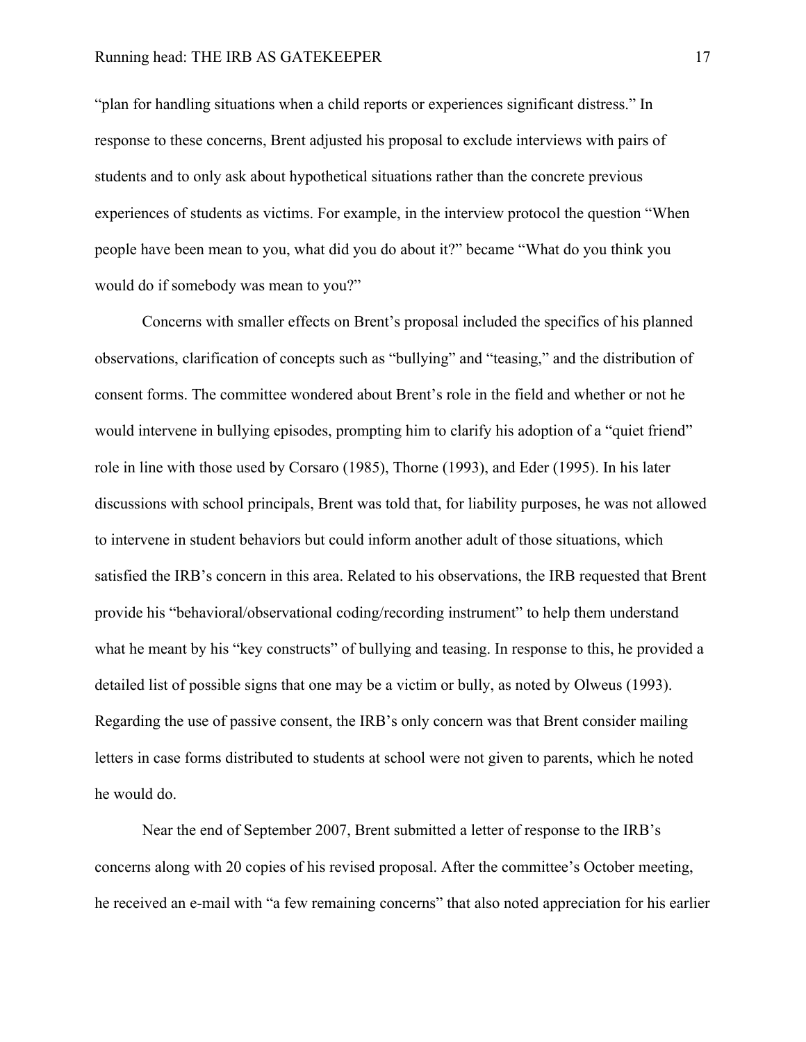"plan for handling situations when a child reports or experiences significant distress." In response to these concerns, Brent adjusted his proposal to exclude interviews with pairs of students and to only ask about hypothetical situations rather than the concrete previous experiences of students as victims. For example, in the interview protocol the question "When people have been mean to you, what did you do about it?" became "What do you think you would do if somebody was mean to you?"

Concerns with smaller effects on Brent's proposal included the specifics of his planned observations, clarification of concepts such as "bullying" and "teasing," and the distribution of consent forms. The committee wondered about Brent's role in the field and whether or not he would intervene in bullying episodes, prompting him to clarify his adoption of a "quiet friend" role in line with those used by Corsaro (1985), Thorne (1993), and Eder (1995). In his later discussions with school principals, Brent was told that, for liability purposes, he was not allowed to intervene in student behaviors but could inform another adult of those situations, which satisfied the IRB's concern in this area. Related to his observations, the IRB requested that Brent provide his "behavioral/observational coding/recording instrument" to help them understand what he meant by his "key constructs" of bullying and teasing. In response to this, he provided a detailed list of possible signs that one may be a victim or bully, as noted by Olweus (1993). Regarding the use of passive consent, the IRB's only concern was that Brent consider mailing letters in case forms distributed to students at school were not given to parents, which he noted he would do.

Near the end of September 2007, Brent submitted a letter of response to the IRB's concerns along with 20 copies of his revised proposal. After the committee's October meeting, he received an e-mail with "a few remaining concerns" that also noted appreciation for his earlier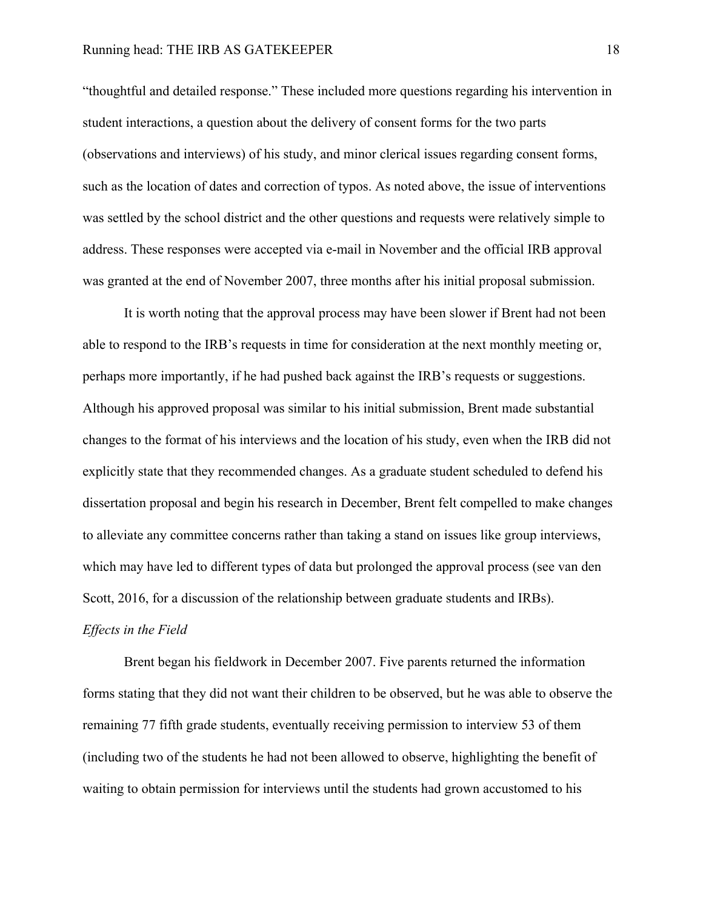"thoughtful and detailed response." These included more questions regarding his intervention in student interactions, a question about the delivery of consent forms for the two parts (observations and interviews) of his study, and minor clerical issues regarding consent forms, such as the location of dates and correction of typos. As noted above, the issue of interventions was settled by the school district and the other questions and requests were relatively simple to address. These responses were accepted via e-mail in November and the official IRB approval was granted at the end of November 2007, three months after his initial proposal submission.

It is worth noting that the approval process may have been slower if Brent had not been able to respond to the IRB's requests in time for consideration at the next monthly meeting or, perhaps more importantly, if he had pushed back against the IRB's requests or suggestions. Although his approved proposal was similar to his initial submission, Brent made substantial changes to the format of his interviews and the location of his study, even when the IRB did not explicitly state that they recommended changes. As a graduate student scheduled to defend his dissertation proposal and begin his research in December, Brent felt compelled to make changes to alleviate any committee concerns rather than taking a stand on issues like group interviews, which may have led to different types of data but prolonged the approval process (see van den Scott, 2016, for a discussion of the relationship between graduate students and IRBs).

*Effects in the Field*

Brent began his fieldwork in December 2007. Five parents returned the information forms stating that they did not want their children to be observed, but he was able to observe the remaining 77 fifth grade students, eventually receiving permission to interview 53 of them (including two of the students he had not been allowed to observe, highlighting the benefit of waiting to obtain permission for interviews until the students had grown accustomed to his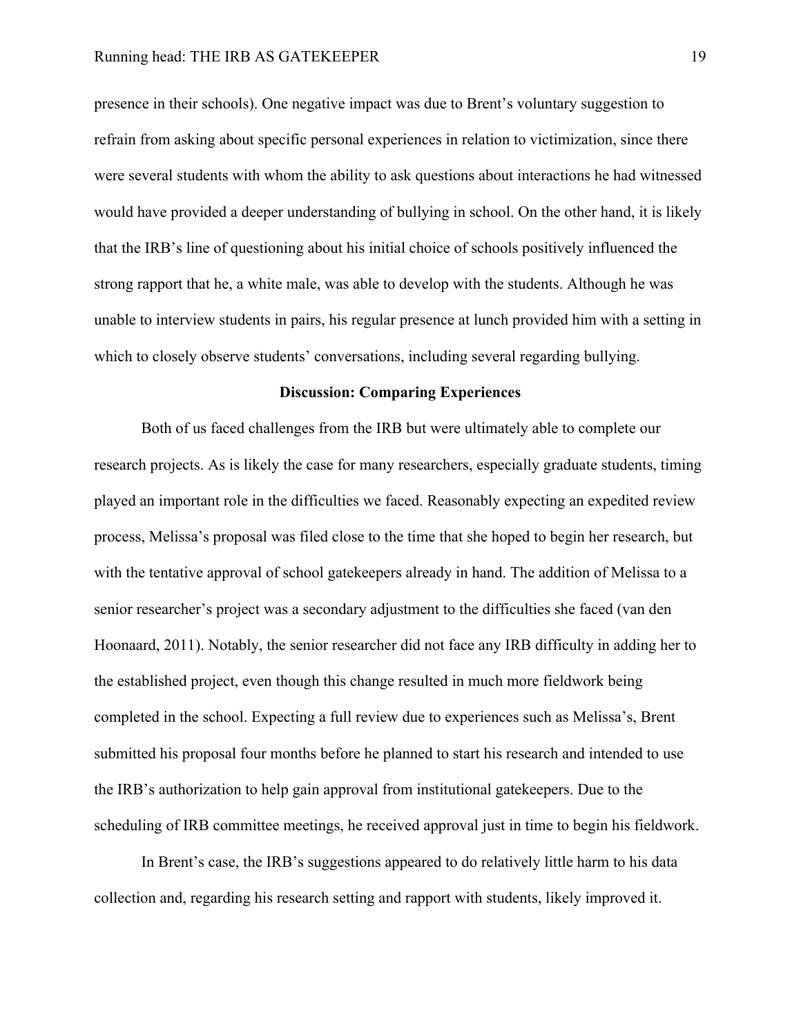presence in their schools). One negative impact was due to Brent's voluntary suggestion to refrain from asking about specific personal experiences in relation to victimization, since there were several students with whom the ability to ask questions about interactions he had witnessed would have provided a deeper understanding of bullying in school. On the other hand, it is likely that the IRB's line of questioning about his initial choice of schools positively influenced the strong rapport that he, a white male, was able to develop with the students. Although he was unable to interview students in pairs, his regular presence at lunch provided him with a setting in which to closely observe students' conversations, including several regarding bullying.

## Discussion: Comparing Experiences

Both of us faced challenges from the IRB but were ultimately able to complete our research projects. As is likely the case for many researchers, especially graduate students, timing played an important role in the difficulties we faced. Reasonably expecting an expedited review process, Melissa's proposal was filed close to the time that she hoped to begin her research, but with the tentative approval of school gatekeepers already in hand. The addition of Melissa to a senior researcher's project was a secondary adjustment to the difficulties she faced (van den Hoonaard, 2011). Notably, the senior researcher did not face any IRB difficulty in adding her to the established project, even though this change resulted in much more fieldwork being completed in the school. Expecting a full review due to experiences such as Melissa's, Brent submitted his proposal four months before he planned to start his research and intended to use the IRB's authorization to help gain approval from institutional gatekeepers. Due to the scheduling of IRB committee meetings, he received approval just in time to begin his fieldwork.

In Brent's case, the IRB's suggestions appeared to do relatively little harm to his data collection and, regarding his research setting and rapport with students, likely improved it.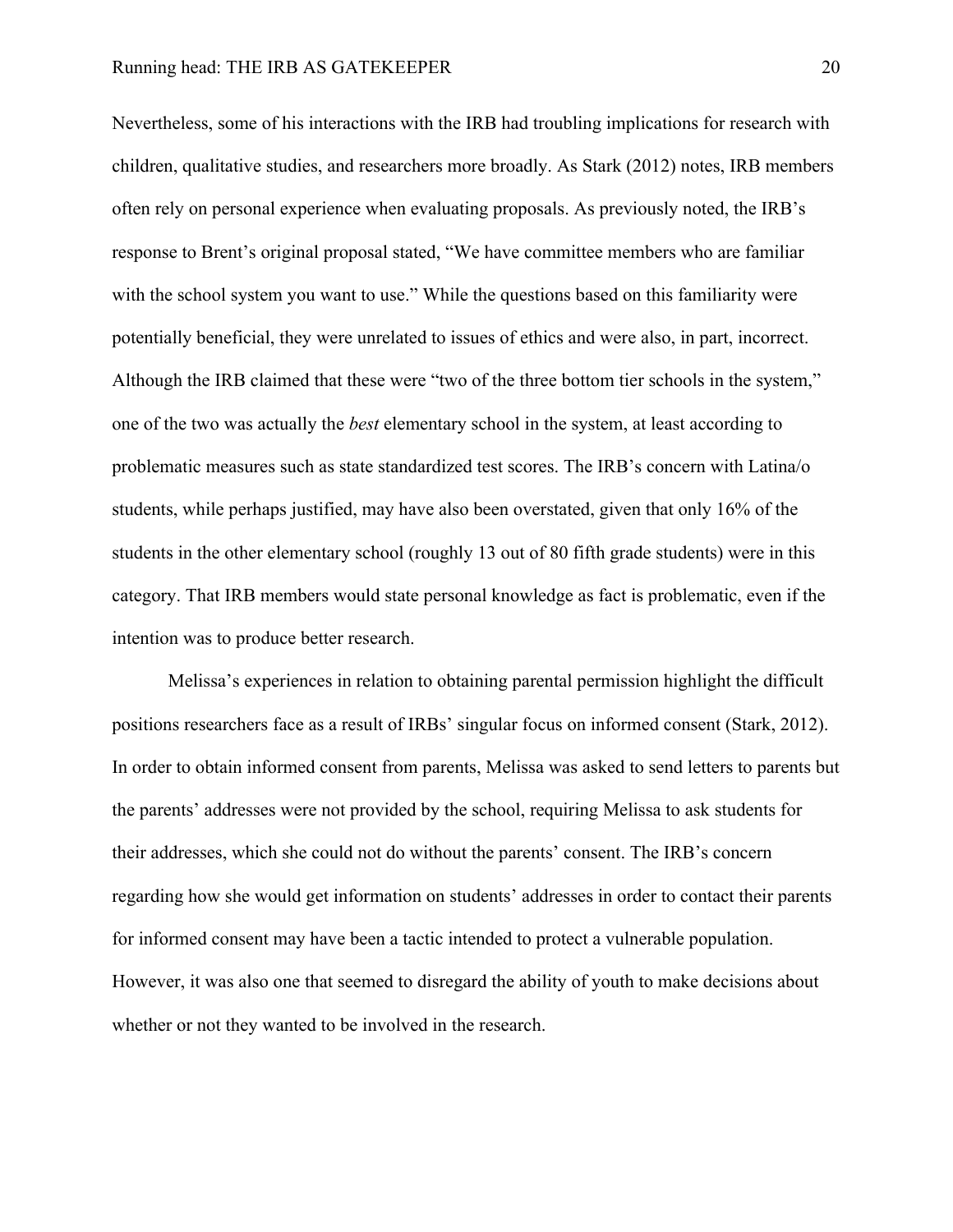Nevertheless, some of his interactions with the IRB had troubling implications for research with children, qualitative studies, and researchers more broadly. As Stark (2012) notes, IRB members often rely on personal experience when evaluating proposals. As previously noted, the IRB's response to Brent's original proposal stated, "We have committee members who are familiar with the school system you want to use." While the questions based on this familiarity were potentially beneficial, they were unrelated to issues of ethics and were also, in part, incorrect. Although the IRB claimed that these were "two of the three bottom tier schools in the system," one of the two was actually the *best* elementary school in the system, at least according to problematic measures such as state standardized test scores. The IRB's concern with Latina/o students, while perhaps justified, may have also been overstated, given that only 16% of the students in the other elementary school (roughly 13 out of 80 fifth grade students) were in this category. That IRB members would state personal knowledge as fact is problematic, even if the intention was to produce better research.

Melissa's experiences in relation to obtaining parental permission highlight the difficult positions researchers face as a result of IRBs' singular focus on informed consent (Stark, 2012). In order to obtain informed consent from parents, Melissa was asked to send letters to parents but the parents' addresses were not provided by the school, requiring Melissa to ask students for their addresses, which she could not do without the parents' consent. The IRB's concern regarding how she would get information on students' addresses in order to contact their parents for informed consent may have been a tactic intended to protect a vulnerable population. However, it was also one that seemed to disregard the ability of youth to make decisions about whether or not they wanted to be involved in the research.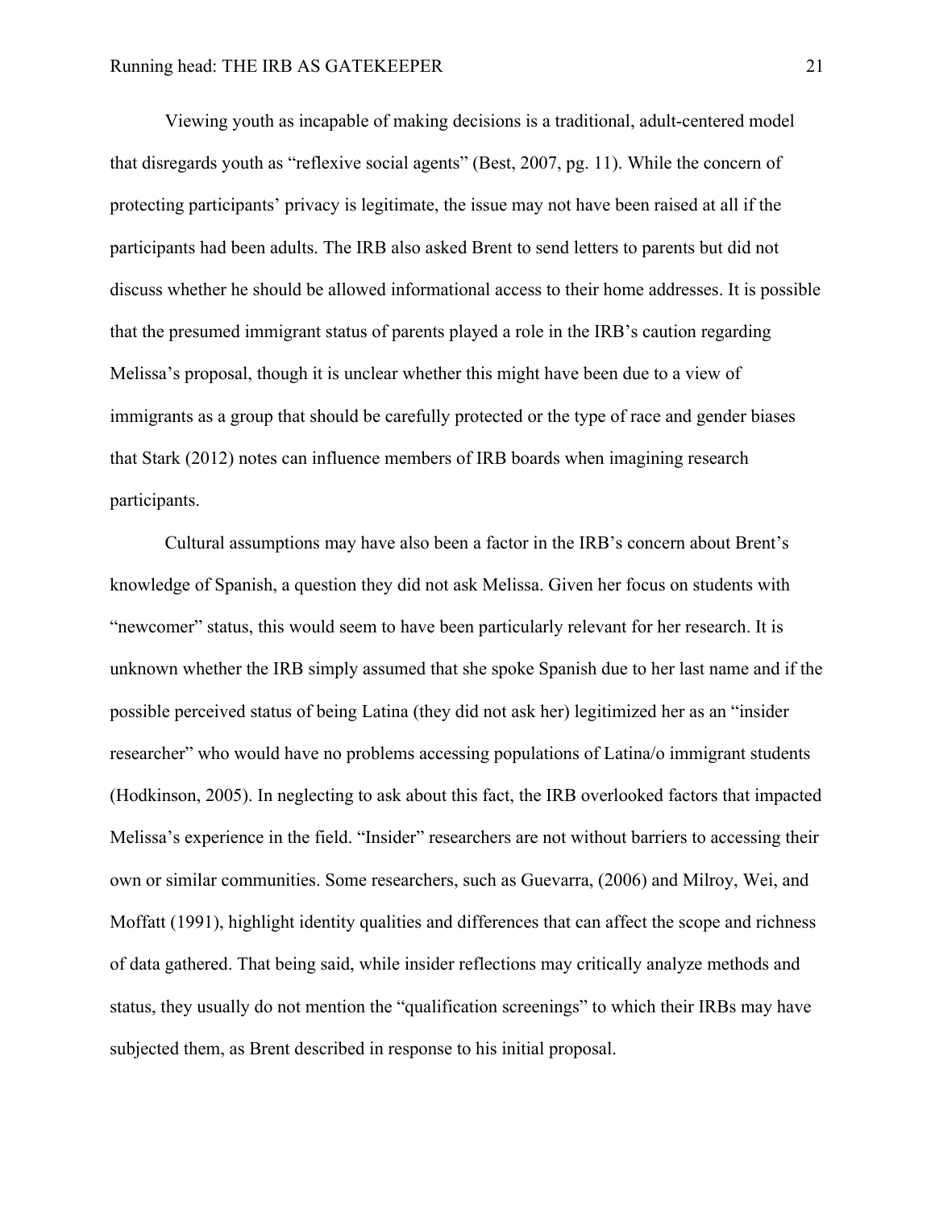Viewing youth as incapable of making decisions is a traditional, adult-centered model that disregards youth as "reflexive social agents" (Best, 2007, pg. 11). While the concern of protecting participants' privacy is legitimate, the issue may not have been raised at all if the participants had been adults. The IRB also asked Brent to send letters to parents but did not discuss whether he should be allowed informational access to their home addresses. It is possible that the presumed immigrant status of parents played a role in the IRB's caution regarding Melissa's proposal, though it is unclear whether this might have been due to a view of immigrants as a group that should be carefully protected or the type of race and gender biases that Stark (2012) notes can influence members of IRB boards when imagining research participants.

Cultural assumptions may have also been a factor in the IRB's concern about Brent's knowledge of Spanish, a question they did not ask Melissa. Given her focus on students with "newcomer" status, this would seem to have been particularly relevant for her research. It is unknown whether the IRB simply assumed that she spoke Spanish due to her last name and if the possible perceived status of being Latina (they did not ask her) legitimized her as an "insider researcher" who would have no problems accessing populations of Latina/o immigrant students (Hodkinson, 2005). In neglecting to ask about this fact, the IRB overlooked factors that impacted Melissa's experience in the field. "Insider" researchers are not without barriers to accessing their own or similar communities. Some researchers, such as Guevarra, (2006) and Milroy, Wei, and Moffatt (1991), highlight identity qualities and differences that can affect the scope and richness of data gathered. That being said, while insider reflections may critically analyze methods and status, they usually do not mention the "qualification screenings" to which their IRBs may have subjected them, as Brent described in response to his initial proposal.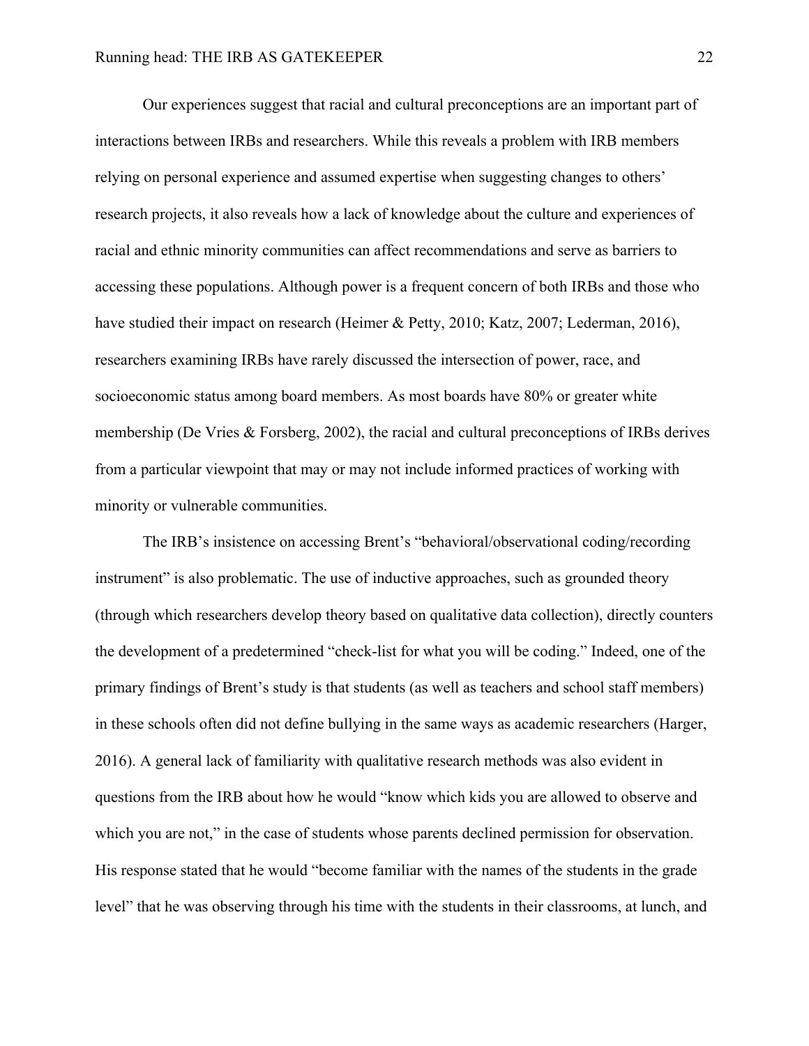Our experiences suggest that racial and cultural preconceptions are an important part of interactions between IRBs and researchers. While this reveals a problem with IRB members relying on personal experience and assumed expertise when suggesting changes to others' research projects, it also reveals how a lack of knowledge about the culture and experiences of racial and ethnic minority communities can affect recommendations and serve as barriers to accessing these populations. Although power is a frequent concern of both IRBs and those who have studied their impact on research (Heimer & Petty, 2010; Katz, 2007; Lederman, 2016), researchers examining IRBs have rarely discussed the intersection of power, race, and socioeconomic status among board members. As most boards have 80% or greater white membership (De Vries & Forsberg, 2002), the racial and cultural preconceptions of IRBs derives from a particular viewpoint that may or may not include informed practices of working with minority or vulnerable communities.

The IRB's insistence on accessing Brent's "behavioral/observational coding/recording instrument" is also problematic. The use of inductive approaches, such as grounded theory (through which researchers develop theory based on qualitative data collection), directly counters the development of a predetermined "check-list for what you will be coding." Indeed, one of the primary findings of Brent's study is that students (as well as teachers and school staff members) in these schools often did not define bullying in the same ways as academic researchers (Harger, 2016). A general lack of familiarity with qualitative research methods was also evident in questions from the IRB about how he would "know which kids you are allowed to observe and which you are not," in the case of students whose parents declined permission for observation. His response stated that he would "become familiar with the names of the students in the grade level" that he was observing through his time with the students in their classrooms, at lunch, and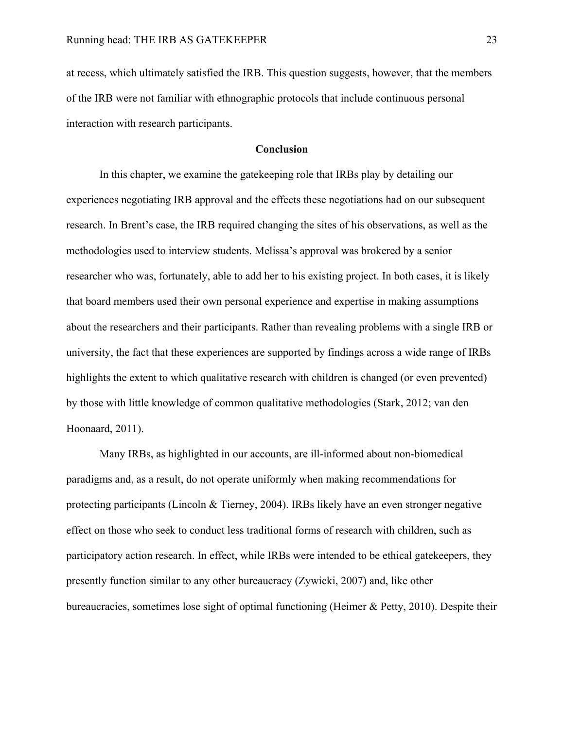at recess, which ultimately satisfied the IRB. This question suggests, however, that the members of the IRB were not familiar with ethnographic protocols that include continuous personal interaction with research participants.

## Conclusion

In this chapter, we examine the gatekeeping role that IRBs play by detailing our experiences negotiating IRB approval and the effects these negotiations had on our subsequent research. In Brent's case, the IRB required changing the sites of his observations, as well as the methodologies used to interview students. Melissa's approval was brokered by a senior researcher who was, fortunately, able to add her to his existing project. In both cases, it is likely that board members used their own personal experience and expertise in making assumptions about the researchers and their participants. Rather than revealing problems with a single IRB or university, the fact that these experiences are supported by findings across a wide range of IRBs highlights the extent to which qualitative research with children is changed (or even prevented) by those with little knowledge of common qualitative methodologies (Stark, 2012; van den Hoonaard, 2011).

Many IRBs, as highlighted in our accounts, are ill-informed about non-biomedical paradigms and, as a result, do not operate uniformly when making recommendations for protecting participants (Lincoln & Tierney, 2004). IRBs likely have an even stronger negative effect on those who seek to conduct less traditional forms of research with children, such as participatory action research. In effect, while IRBs were intended to be ethical gatekeepers, they presently function similar to any other bureaucracy (Zywicki, 2007) and, like other bureaucracies, sometimes lose sight of optimal functioning (Heimer & Petty, 2010). Despite their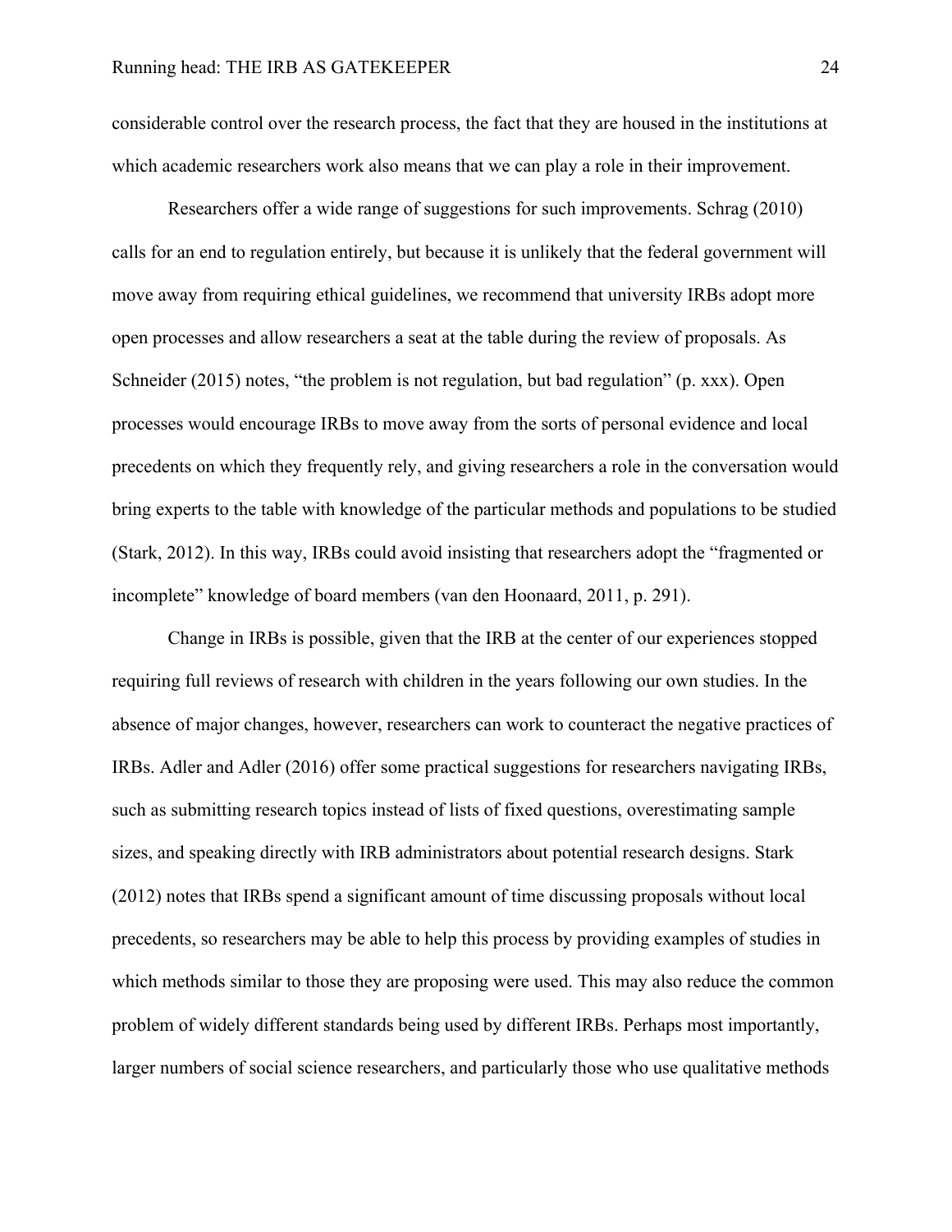considerable control over the research process, the fact that they are housed in the institutions at which academic researchers work also means that we can play a role in their improvement.

Researchers offer a wide range of suggestions for such improvements. Schrag (2010) calls for an end to regulation entirely, but because it is unlikely that the federal government will move away from requiring ethical guidelines, we recommend that university IRBs adopt more open processes and allow researchers a seat at the table during the review of proposals. As Schneider (2015) notes, "the problem is not regulation, but bad regulation" (p. xxx). Open processes would encourage IRBs to move away from the sorts of personal evidence and local precedents on which they frequently rely, and giving researchers a role in the conversation would bring experts to the table with knowledge of the particular methods and populations to be studied (Stark, 2012). In this way, IRBs could avoid insisting that researchers adopt the "fragmented or incomplete" knowledge of board members (van den Hoonaard, 2011, p. 291).

Change in IRBs is possible, given that the IRB at the center of our experiences stopped requiring full reviews of research with children in the years following our own studies. In the absence of major changes, however, researchers can work to counteract the negative practices of IRBs. Adler and Adler (2016) offer some practical suggestions for researchers navigating IRBs, such as submitting research topics instead of lists of fixed questions, overestimating sample sizes, and speaking directly with IRB administrators about potential research designs. Stark (2012) notes that IRBs spend a significant amount of time discussing proposals without local precedents, so researchers may be able to help this process by providing examples of studies in which methods similar to those they are proposing were used. This may also reduce the common problem of widely different standards being used by different IRBs. Perhaps most importantly, larger numbers of social science researchers, and particularly those who use qualitative methods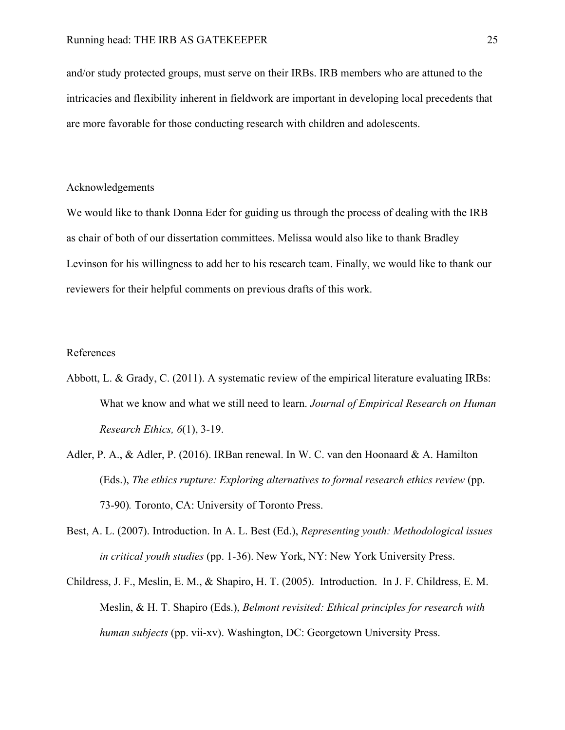and/or study protected groups, must serve on their IRBs. IRB members who are attuned to the intricacies and flexibility inherent in fieldwork are important in developing local precedents that are more favorable for those conducting research with children and adolescents.

## Acknowledgements

We would like to thank Donna Eder for guiding us through the process of dealing with the IRB as chair of both of our dissertation committees. Melissa would also like to thank Bradley Levinson for his willingness to add her to his research team. Finally, we would like to thank our reviewers for their helpful comments on previous drafts of this work.

## References

Abbott, L. & Grady, C. (2011). A systematic review of the empirical literature evaluating IRBs: What we know and what we still need to learn. *Journal of Empirical Research on Human Research Ethics, 6*(1), 3-19.

Adler, P. A., & Adler, P. (2016). IRBan renewal. In W. C. van den Hoonaard & A. Hamilton (Eds.), *The ethics rupture: Exploring alternatives to formal research ethics review* (pp. 73-90). Toronto, CA: University of Toronto Press.

Best, A. L. (2007). Introduction. In A. L. Best (Ed.), *Representing youth: Methodological issues in critical youth studies* (pp. 1-36). New York, NY: New York University Press.

Childress, J. F., Meslin, E. M., & Shapiro, H. T. (2005). Introduction. In J. F. Childress, E. M. Meslin, & H. T. Shapiro (Eds.), *Belmont revisited: Ethical principles for research with human subjects* (pp. vii-xv). Washington, DC: Georgetown University Press.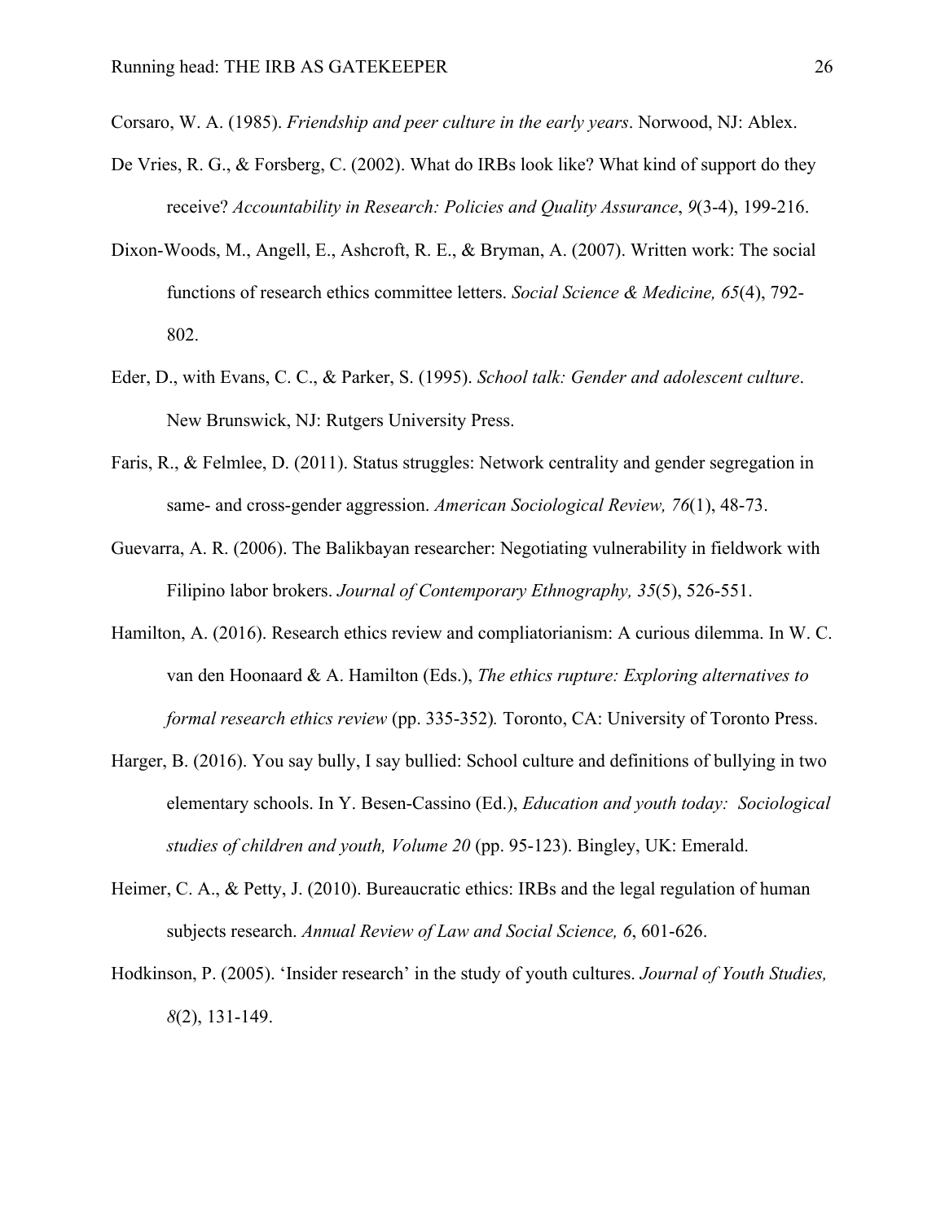Corsaro, W. A. (1985). *Friendship and peer culture in the early years*. Norwood, NJ: Ablex.

De Vries, R. G., & Forsberg, C. (2002). What do IRBs look like? What kind of support do they receive? *Accountability in Research: Policies and Quality Assurance*, *9*(3-4), 199-216.

Dixon-Woods, M., Angell, E., Ashcroft, R. E., & Bryman, A. (2007). Written work: The social functions of research ethics committee letters. *Social Science & Medicine, 65*(4), 792-802.

Eder, D., with Evans, C. C., & Parker, S. (1995). *School talk: Gender and adolescent culture*. New Brunswick, NJ: Rutgers University Press.

Faris, R., & Felmlee, D. (2011). Status struggles: Network centrality and gender segregation in same- and cross-gender aggression. *American Sociological Review, 76*(1), 48-73.

Guevarra, A. R. (2006). The Balikbayan researcher: Negotiating vulnerability in fieldwork with Filipino labor brokers. *Journal of Contemporary Ethnography, 35*(5), 526-551.

Hamilton, A. (2016). Research ethics review and compliatorianism: A curious dilemma. In W. C. van den Hoonaard & A. Hamilton (Eds.), *The ethics rupture: Exploring alternatives to formal research ethics review* (pp. 335-352)*.* Toronto, CA: University of Toronto Press.

Harger, B. (2016). You say bully, I say bullied: School culture and definitions of bullying in two elementary schools. In Y. Besen-Cassino (Ed.), *Education and youth today: Sociological studies of children and youth, Volume 20* (pp. 95-123). Bingley, UK: Emerald.

Heimer, C. A., & Petty, J. (2010). Bureaucratic ethics: IRBs and the legal regulation of human subjects research. *Annual Review of Law and Social Science, 6*, 601-626.

Hodkinson, P. (2005). 'Insider research' in the study of youth cultures. *Journal of Youth Studies, 8*(2), 131-149.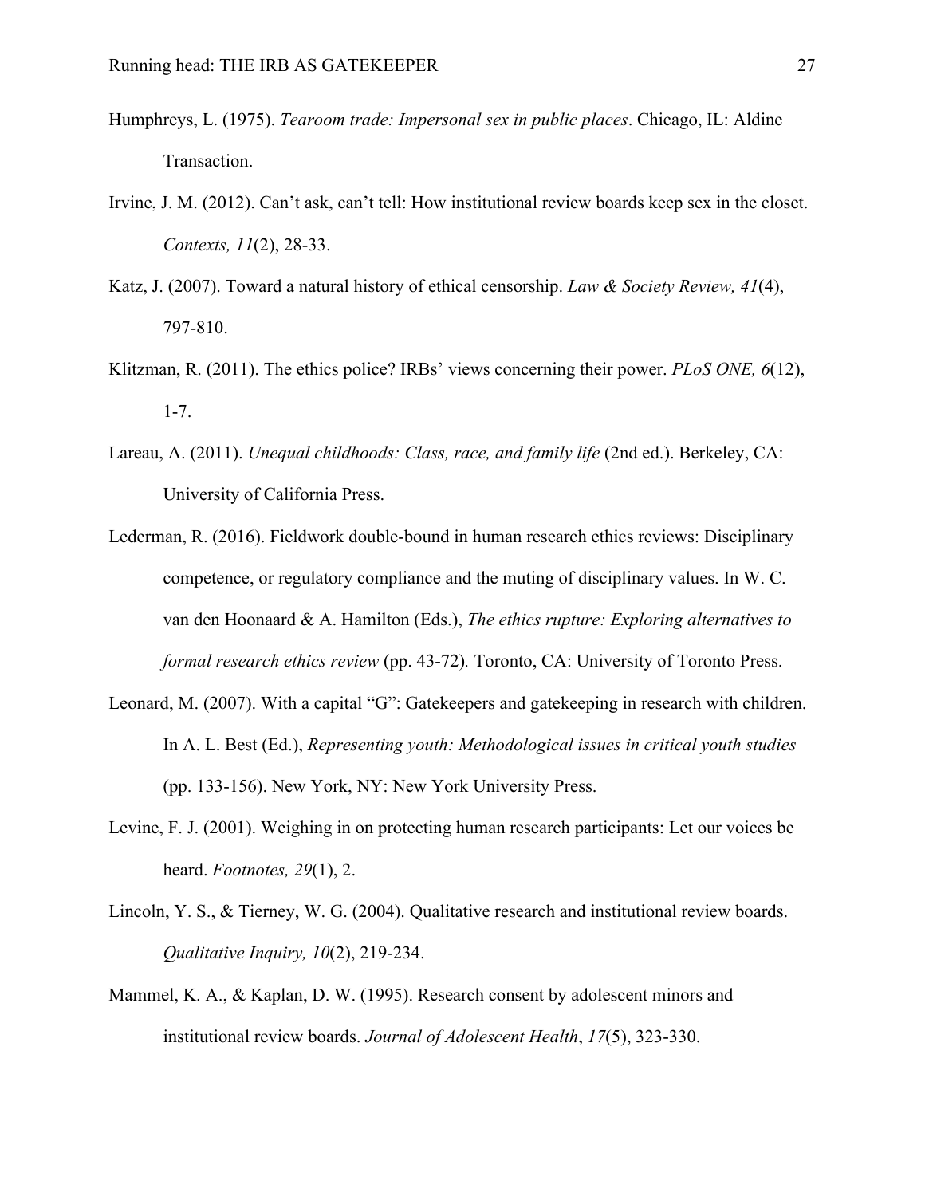Humphreys, L. (1975). *Tearoom trade: Impersonal sex in public places*. Chicago, IL: Aldine Transaction.

Irvine, J. M. (2012). Can't ask, can't tell: How institutional review boards keep sex in the closet. *Contexts, 11*(2), 28-33.

Katz, J. (2007). Toward a natural history of ethical censorship. *Law & Society Review, 41*(4), 797-810.

Klitzman, R. (2011). The ethics police? IRBs' views concerning their power. *PLoS ONE, 6*(12), 1-7.

Lareau, A. (2011). *Unequal childhoods: Class, race, and family life* (2nd ed.). Berkeley, CA: University of California Press.

Lederman, R. (2016). Fieldwork double-bound in human research ethics reviews: Disciplinary competence, or regulatory compliance and the muting of disciplinary values. In W. C. van den Hoonaard & A. Hamilton (Eds.), *The ethics rupture: Exploring alternatives to formal research ethics review* (pp. 43-72). Toronto, CA: University of Toronto Press.

Leonard, M. (2007). With a capital "G": Gatekeepers and gatekeeping in research with children. In A. L. Best (Ed.), *Representing youth: Methodological issues in critical youth studies* (pp. 133-156). New York, NY: New York University Press.

Levine, F. J. (2001). Weighing in on protecting human research participants: Let our voices be heard. *Footnotes, 29*(1), 2.

Lincoln, Y. S., & Tierney, W. G. (2004). Qualitative research and institutional review boards. *Qualitative Inquiry, 10*(2), 219-234.

Mammel, K. A., & Kaplan, D. W. (1995). Research consent by adolescent minors and institutional review boards. *Journal of Adolescent Health*, *17*(5), 323-330.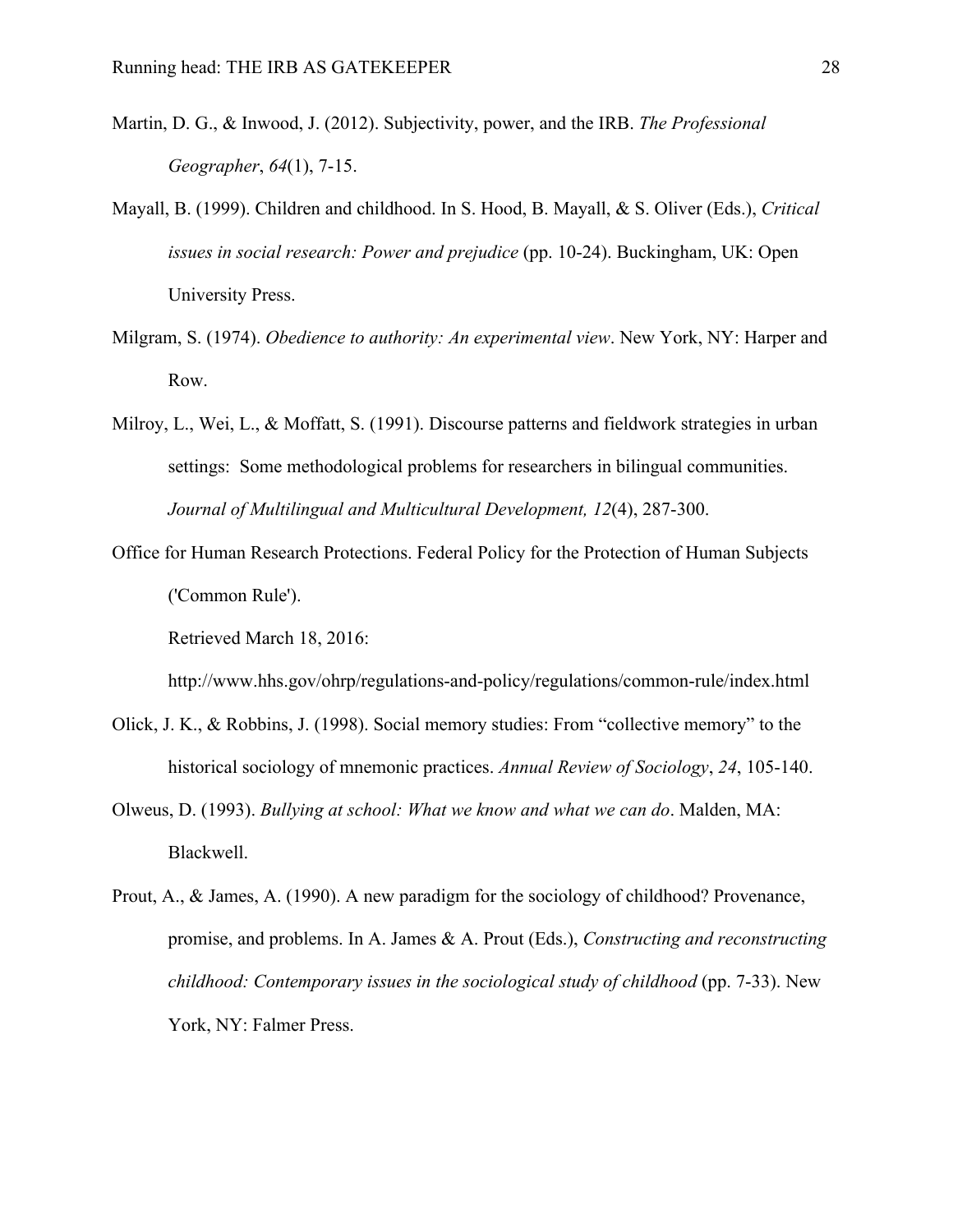Martin, D. G., & Inwood, J. (2012). Subjectivity, power, and the IRB. *The Professional Geographer*, *64*(1), 7-15.

Mayall, B. (1999). Children and childhood. In S. Hood, B. Mayall, & S. Oliver (Eds.), *Critical issues in social research: Power and prejudice* (pp. 10-24). Buckingham, UK: Open University Press.

Milgram, S. (1974). *Obedience to authority: An experimental view*. New York, NY: Harper and Row.

Milroy, L., Wei, L., & Moffatt, S. (1991). Discourse patterns and fieldwork strategies in urban settings: Some methodological problems for researchers in bilingual communities. *Journal of Multilingual and Multicultural Development, 12*(4), 287-300.

Office for Human Research Protections. Federal Policy for the Protection of Human Subjects ('Common Rule').

Retrieved March 18, 2016:

http://www.hhs.gov/ohrp/regulations-and-policy/regulations/common-rule/index.html

Olick, J. K., & Robbins, J. (1998). Social memory studies: From "collective memory" to the historical sociology of mnemonic practices. *Annual Review of Sociology*, *24*, 105-140.

Olweus, D. (1993). *Bullying at school: What we know and what we can do*. Malden, MA: Blackwell.

Prout, A., & James, A. (1990). A new paradigm for the sociology of childhood? Provenance, promise, and problems. In A. James & A. Prout (Eds.), *Constructing and reconstructing childhood: Contemporary issues in the sociological study of childhood* (pp. 7-33). New York, NY: Falmer Press.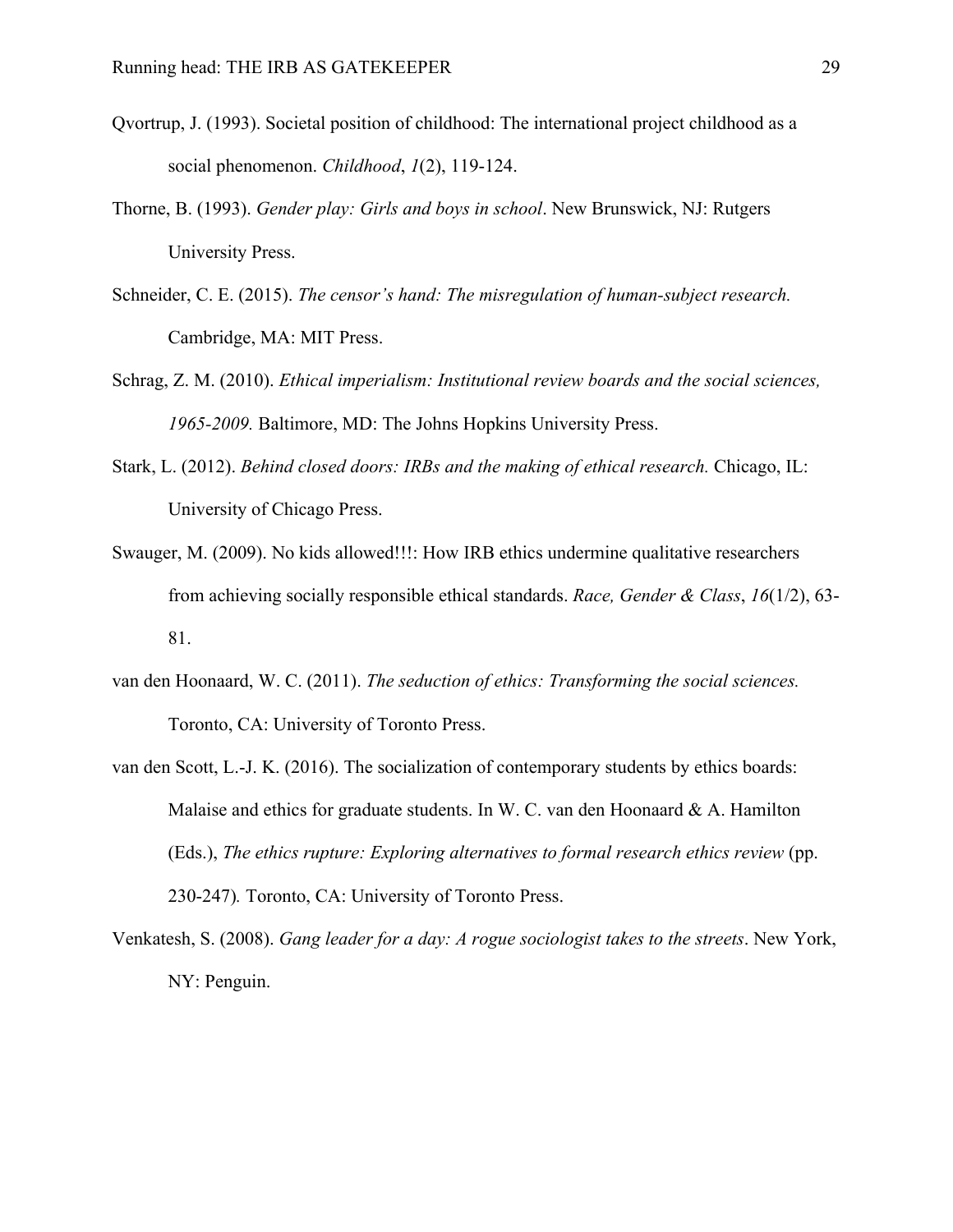Qvortrup, J. (1993). Societal position of childhood: The international project childhood as a social phenomenon. *Childhood*, *1*(2), 119-124.

Thorne, B. (1993). *Gender play: Girls and boys in school*. New Brunswick, NJ: Rutgers University Press.

Schneider, C. E. (2015). *The censor's hand: The misregulation of human-subject research.* Cambridge, MA: MIT Press.

Schrag, Z. M. (2010). *Ethical imperialism: Institutional review boards and the social sciences, 1965-2009.* Baltimore, MD: The Johns Hopkins University Press.

Stark, L. (2012). *Behind closed doors: IRBs and the making of ethical research.* Chicago, IL: University of Chicago Press.

Swauger, M. (2009). No kids allowed!!!: How IRB ethics undermine qualitative researchers from achieving socially responsible ethical standards. *Race, Gender & Class*, *16*(1/2), 63-81.

van den Hoonaard, W. C. (2011). *The seduction of ethics: Transforming the social sciences.* Toronto, CA: University of Toronto Press.

van den Scott, L.-J. K. (2016). The socialization of contemporary students by ethics boards: Malaise and ethics for graduate students. In W. C. van den Hoonaard & A. Hamilton (Eds.), *The ethics rupture: Exploring alternatives to formal research ethics review* (pp. 230-247)*.* Toronto, CA: University of Toronto Press.

Venkatesh, S. (2008). *Gang leader for a day: A rogue sociologist takes to the streets*. New York, NY: Penguin.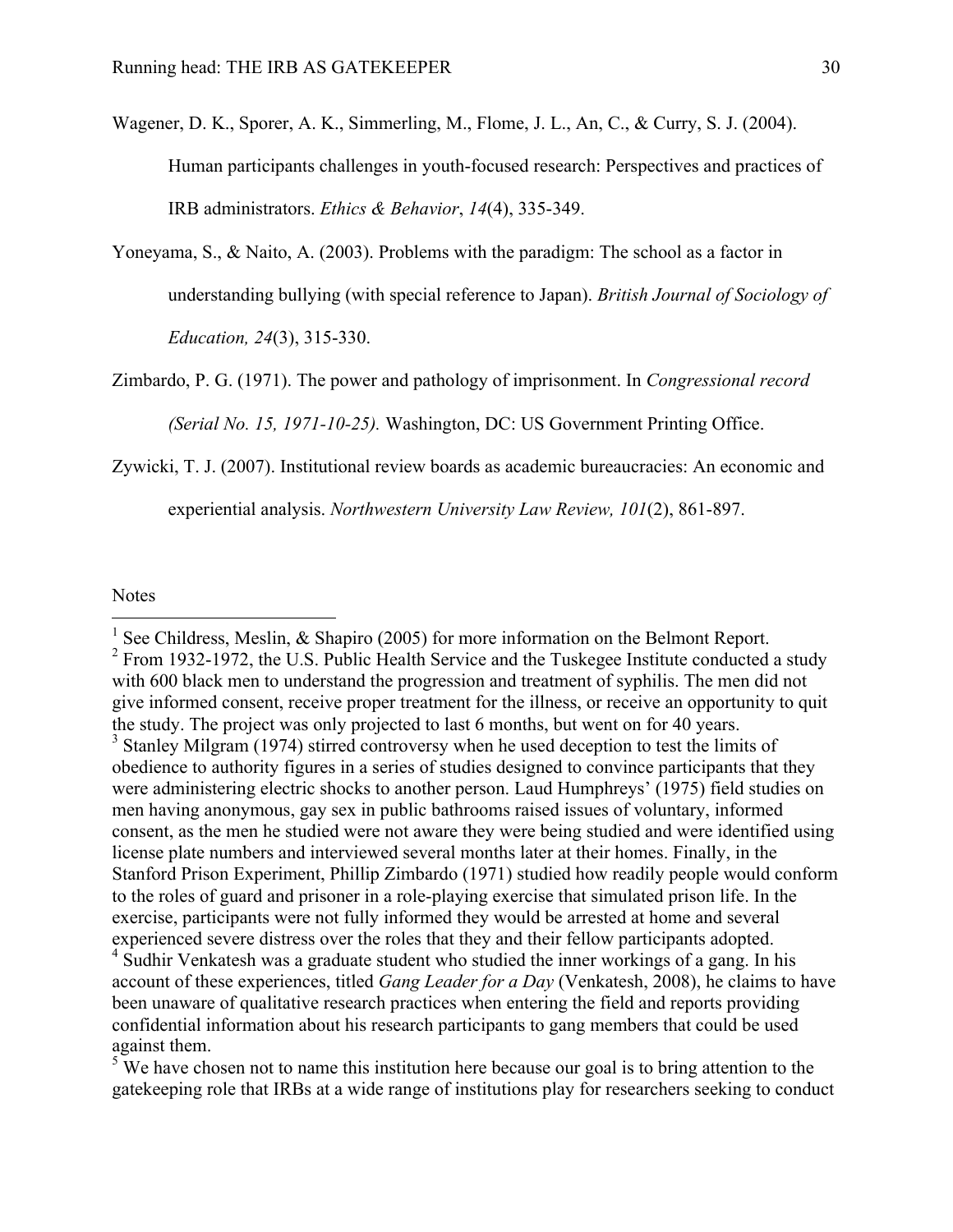Wagener, D. K., Sporer, A. K., Simmerling, M., Flome, J. L., An, C., & Curry, S. J. (2004). Human participants challenges in youth-focused research: Perspectives and practices of IRB administrators. *Ethics & Behavior*, *14*(4), 335-349.

Yoneyama, S., & Naito, A. (2003). Problems with the paradigm: The school as a factor in understanding bullying (with special reference to Japan). *British Journal of Sociology of Education, 24*(3), 315-330.

Zimbardo, P. G. (1971). The power and pathology of imprisonment. In *Congressional record (Serial No. 15, 1971-10-25).* Washington, DC: US Government Printing Office.

Zywicki, T. J. (2007). Institutional review boards as academic bureaucracies: An economic and experiential analysis. *Northwestern University Law Review, 101*(2), 861-897.

Notes

---

[1] See Childress, Meslin, & Shapiro (2005) for more information on the Belmont Report.

[2] From 1932-1972, the U.S. Public Health Service and the Tuskegee Institute conducted a study with 600 black men to understand the progression and treatment of syphilis. The men did not give informed consent, receive proper treatment for the illness, or receive an opportunity to quit the study. The project was only projected to last 6 months, but went on for 40 years.

[3] Stanley Milgram (1974) stirred controversy when he used deception to test the limits of obedience to authority figures in a series of studies designed to convince participants that they were administering electric shocks to another person. Laud Humphreys' (1975) field studies on men having anonymous, gay sex in public bathrooms raised issues of voluntary, informed consent, as the men he studied were not aware they were being studied and were identified using license plate numbers and interviewed several months later at their homes. Finally, in the Stanford Prison Experiment, Phillip Zimbardo (1971) studied how readily people would conform to the roles of guard and prisoner in a role-playing exercise that simulated prison life. In the exercise, participants were not fully informed they would be arrested at home and several experienced severe distress over the roles that they and their fellow participants adopted.

[4] Sudhir Venkatesh was a graduate student who studied the inner workings of a gang. In his account of these experiences, titled *Gang Leader for a Day* (Venkatesh, 2008), he claims to have been unaware of qualitative research practices when entering the field and reports providing confidential information about his research participants to gang members that could be used against them.

[5] We have chosen not to name this institution here because our goal is to bring attention to the gatekeeping role that IRBs at a wide range of institutions play for researchers seeking to conduct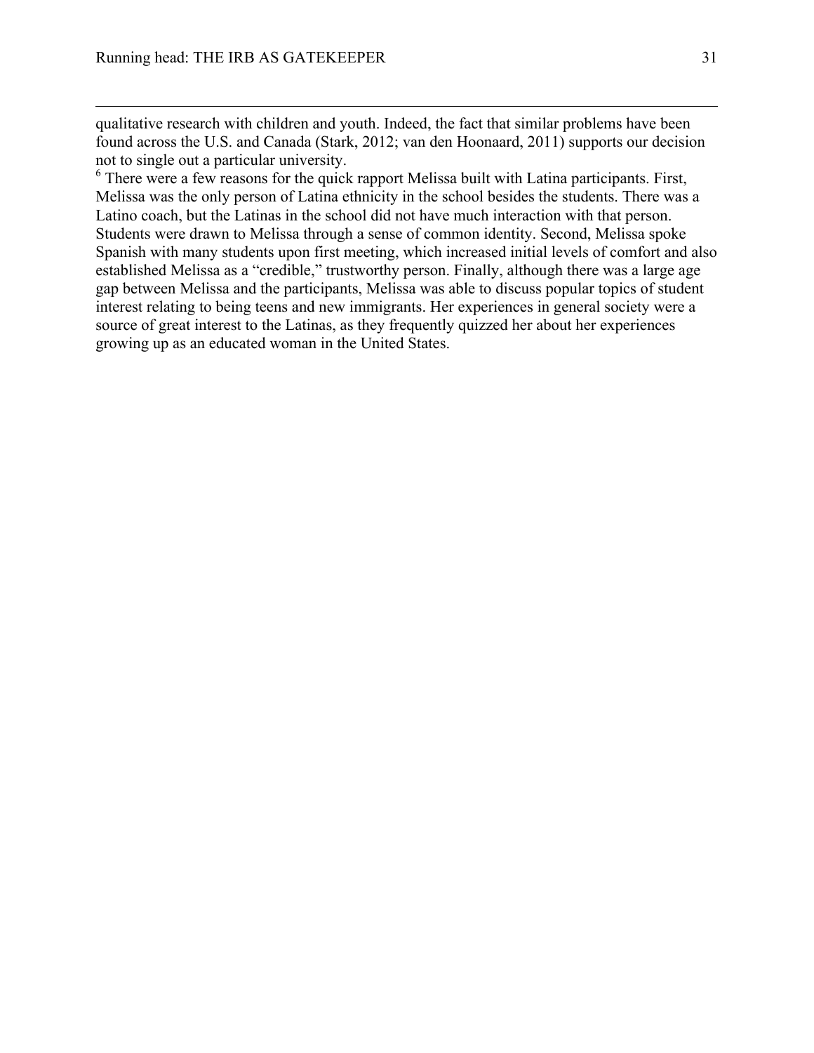qualitative research with children and youth. Indeed, the fact that similar problems have been found across the U.S. and Canada (Stark, 2012; van den Hoonaard, 2011) supports our decision not to single out a particular university.

[6] There were a few reasons for the quick rapport Melissa built with Latina participants. First, Melissa was the only person of Latina ethnicity in the school besides the students. There was a Latino coach, but the Latinas in the school did not have much interaction with that person. Students were drawn to Melissa through a sense of common identity. Second, Melissa spoke Spanish with many students upon first meeting, which increased initial levels of comfort and also established Melissa as a "credible," trustworthy person. Finally, although there was a large age gap between Melissa and the participants, Melissa was able to discuss popular topics of student interest relating to being teens and new immigrants. Her experiences in general society were a source of great interest to the Latinas, as they frequently quizzed her about her experiences growing up as an educated woman in the United States.